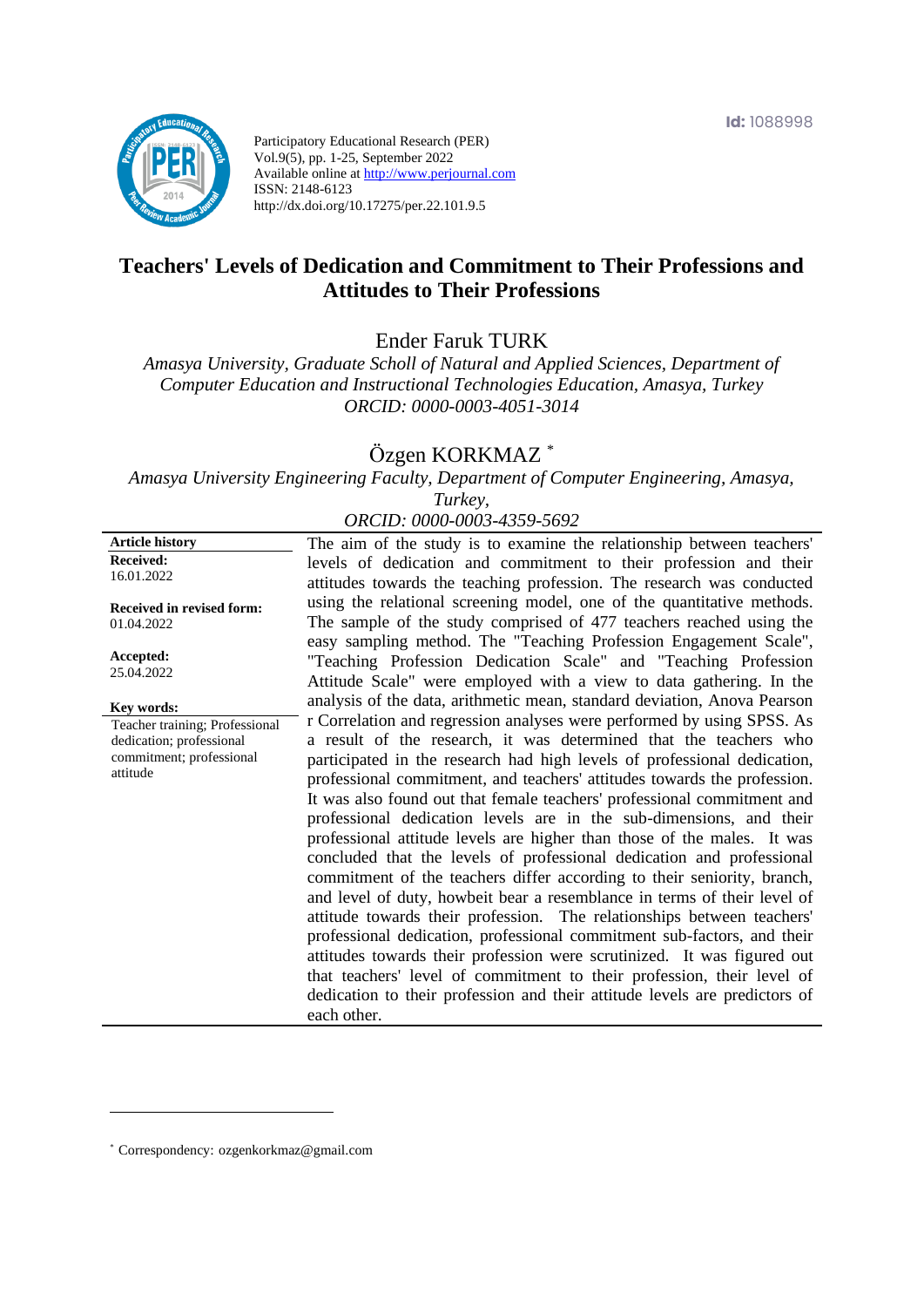Id: 1088998

Participatory Educational Research (PER)
Vol.9(5), pp. 1-25, September 2022
Available online at http://www.perjournal.com
ISSN: 2148-6123
http://dx.doi.org/10.17275/per.22.101.9.5

# Teachers' Levels of Dedication and Commitment to Their Professions and Attitudes to Their Professions

Ender Faruk TURK

*Amasya University, Graduate Scholl of Natural and Applied Sciences, Department of Computer Education and Instructional Technologies Education, Amasya, Turkey*
*ORCID: 0000-0003-4051-3014*

Özgen KORKMAZ [*]

*Amasya University Engineering Faculty, Department of Computer Engineering, Amasya, Turkey,*
*ORCID: 0000-0003-4359-5692*

**Article history**
**Received:**
16.01.2022

**Received in revised form:**
01.04.2022

**Accepted:**
25.04.2022

**Key words:**
Teacher training; Professional dedication; professional commitment; professional attitude

The aim of the study is to examine the relationship between teachers' levels of dedication and commitment to their profession and their attitudes towards the teaching profession. The research was conducted using the relational screening model, one of the quantitative methods. The sample of the study comprised of 477 teachers reached using the easy sampling method. The "Teaching Profession Engagement Scale", "Teaching Profession Dedication Scale" and "Teaching Profession Attitude Scale" were employed with a view to data gathering. In the analysis of the data, arithmetic mean, standard deviation, Anova Pearson r Correlation and regression analyses were performed by using SPSS. As a result of the research, it was determined that the teachers who participated in the research had high levels of professional dedication, professional commitment, and teachers' attitudes towards the profession. It was also found out that female teachers' professional commitment and professional dedication levels are in the sub-dimensions, and their professional attitude levels are higher than those of the males. It was concluded that the levels of professional dedication and professional commitment of the teachers differ according to their seniority, branch, and level of duty, howbeit bear a resemblance in terms of their level of attitude towards their profession. The relationships between teachers' professional dedication, professional commitment sub-factors, and their attitudes towards their profession were scrutinized. It was figured out that teachers' level of commitment to their profession, their level of dedication to their profession and their attitude levels are predictors of each other.

[*] Correspondency: ozgenkorkmaz@gmail.com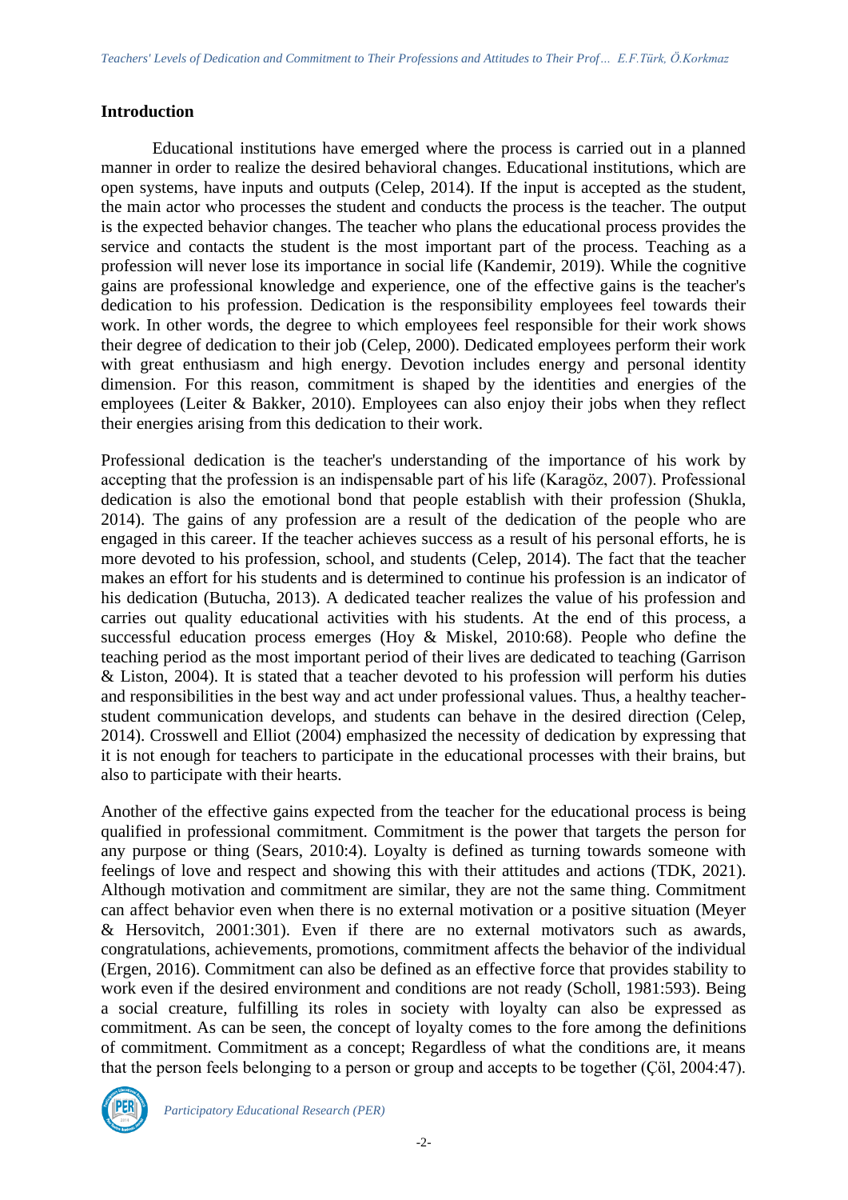## Introduction

Educational institutions have emerged where the process is carried out in a planned manner in order to realize the desired behavioral changes. Educational institutions, which are open systems, have inputs and outputs (Celep, 2014). If the input is accepted as the student, the main actor who processes the student and conducts the process is the teacher. The output is the expected behavior changes. The teacher who plans the educational process provides the service and contacts the student is the most important part of the process. Teaching as a profession will never lose its importance in social life (Kandemir, 2019). While the cognitive gains are professional knowledge and experience, one of the effective gains is the teacher's dedication to his profession. Dedication is the responsibility employees feel towards their work. In other words, the degree to which employees feel responsible for their work shows their degree of dedication to their job (Celep, 2000). Dedicated employees perform their work with great enthusiasm and high energy. Devotion includes energy and personal identity dimension. For this reason, commitment is shaped by the identities and energies of the employees (Leiter & Bakker, 2010). Employees can also enjoy their jobs when they reflect their energies arising from this dedication to their work.

Professional dedication is the teacher's understanding of the importance of his work by accepting that the profession is an indispensable part of his life (Karagöz, 2007). Professional dedication is also the emotional bond that people establish with their profession (Shukla, 2014). The gains of any profession are a result of the dedication of the people who are engaged in this career. If the teacher achieves success as a result of his personal efforts, he is more devoted to his profession, school, and students (Celep, 2014). The fact that the teacher makes an effort for his students and is determined to continue his profession is an indicator of his dedication (Butucha, 2013). A dedicated teacher realizes the value of his profession and carries out quality educational activities with his students. At the end of this process, a successful education process emerges (Hoy & Miskel, 2010:68). People who define the teaching period as the most important period of their lives are dedicated to teaching (Garrison & Liston, 2004). It is stated that a teacher devoted to his profession will perform his duties and responsibilities in the best way and act under professional values. Thus, a healthy teacher-student communication develops, and students can behave in the desired direction (Celep, 2014). Crosswell and Elliot (2004) emphasized the necessity of dedication by expressing that it is not enough for teachers to participate in the educational processes with their brains, but also to participate with their hearts.

Another of the effective gains expected from the teacher for the educational process is being qualified in professional commitment. Commitment is the power that targets the person for any purpose or thing (Sears, 2010:4). Loyalty is defined as turning towards someone with feelings of love and respect and showing this with their attitudes and actions (TDK, 2021). Although motivation and commitment are similar, they are not the same thing. Commitment can affect behavior even when there is no external motivation or a positive situation (Meyer & Hersovitch, 2001:301). Even if there are no external motivators such as awards, congratulations, achievements, promotions, commitment affects the behavior of the individual (Ergen, 2016). Commitment can also be defined as an effective force that provides stability to work even if the desired environment and conditions are not ready (Scholl, 1981:593). Being a social creature, fulfilling its roles in society with loyalty can also be expressed as commitment. As can be seen, the concept of loyalty comes to the fore among the definitions of commitment. Commitment as a concept; Regardless of what the conditions are, it means that the person feels belonging to a person or group and accepts to be together (Çöl, 2004:47).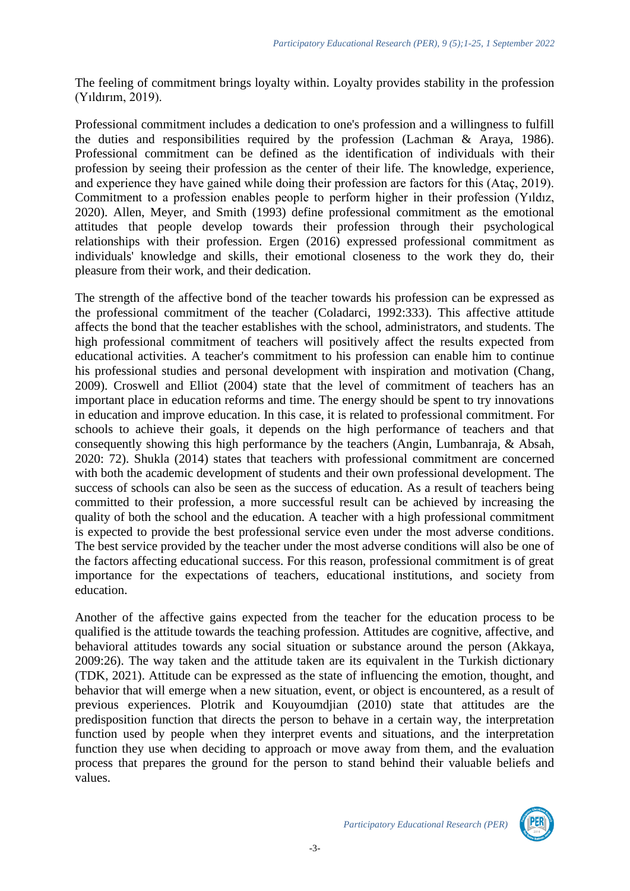The feeling of commitment brings loyalty within. Loyalty provides stability in the profession (Yıldırım, 2019).

Professional commitment includes a dedication to one's profession and a willingness to fulfill the duties and responsibilities required by the profession (Lachman & Araya, 1986). Professional commitment can be defined as the identification of individuals with their profession by seeing their profession as the center of their life. The knowledge, experience, and experience they have gained while doing their profession are factors for this (Ataç, 2019). Commitment to a profession enables people to perform higher in their profession (Yıldız, 2020). Allen, Meyer, and Smith (1993) define professional commitment as the emotional attitudes that people develop towards their profession through their psychological relationships with their profession. Ergen (2016) expressed professional commitment as individuals' knowledge and skills, their emotional closeness to the work they do, their pleasure from their work, and their dedication.

The strength of the affective bond of the teacher towards his profession can be expressed as the professional commitment of the teacher (Coladarci, 1992:333). This affective attitude affects the bond that the teacher establishes with the school, administrators, and students. The high professional commitment of teachers will positively affect the results expected from educational activities. A teacher's commitment to his profession can enable him to continue his professional studies and personal development with inspiration and motivation (Chang, 2009). Croswell and Elliot (2004) state that the level of commitment of teachers has an important place in education reforms and time. The energy should be spent to try innovations in education and improve education. In this case, it is related to professional commitment. For schools to achieve their goals, it depends on the high performance of teachers and that consequently showing this high performance by the teachers (Angin, Lumbanraja, & Absah, 2020: 72). Shukla (2014) states that teachers with professional commitment are concerned with both the academic development of students and their own professional development. The success of schools can also be seen as the success of education. As a result of teachers being committed to their profession, a more successful result can be achieved by increasing the quality of both the school and the education. A teacher with a high professional commitment is expected to provide the best professional service even under the most adverse conditions. The best service provided by the teacher under the most adverse conditions will also be one of the factors affecting educational success. For this reason, professional commitment is of great importance for the expectations of teachers, educational institutions, and society from education.

Another of the affective gains expected from the teacher for the education process to be qualified is the attitude towards the teaching profession. Attitudes are cognitive, affective, and behavioral attitudes towards any social situation or substance around the person (Akkaya, 2009:26). The way taken and the attitude taken are its equivalent in the Turkish dictionary (TDK, 2021). Attitude can be expressed as the state of influencing the emotion, thought, and behavior that will emerge when a new situation, event, or object is encountered, as a result of previous experiences. Plotrik and Kouyoumdjian (2010) state that attitudes are the predisposition function that directs the person to behave in a certain way, the interpretation function used by people when they interpret events and situations, and the interpretation function they use when deciding to approach or move away from them, and the evaluation process that prepares the ground for the person to stand behind their valuable beliefs and values.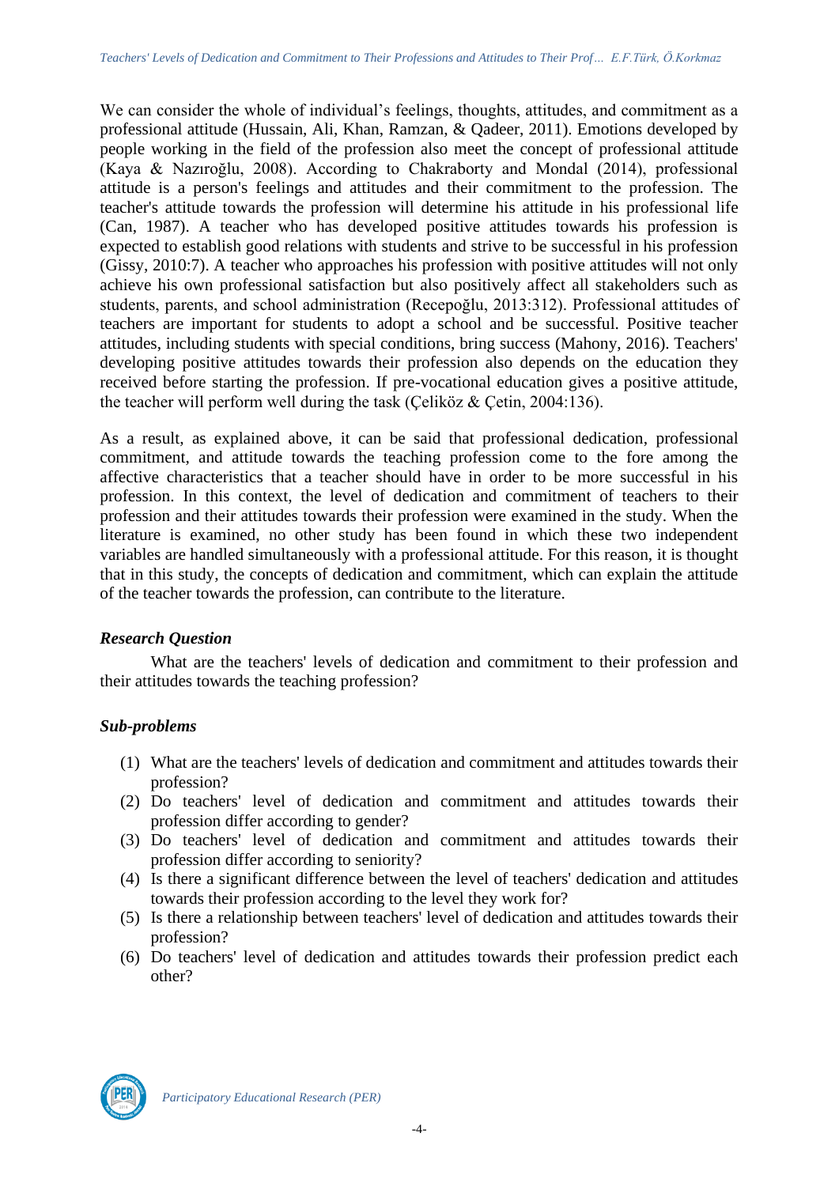We can consider the whole of individual's feelings, thoughts, attitudes, and commitment as a professional attitude (Hussain, Ali, Khan, Ramzan, & Qadeer, 2011). Emotions developed by people working in the field of the profession also meet the concept of professional attitude (Kaya & Nazıroğlu, 2008). According to Chakraborty and Mondal (2014), professional attitude is a person's feelings and attitudes and their commitment to the profession. The teacher's attitude towards the profession will determine his attitude in his professional life (Can, 1987). A teacher who has developed positive attitudes towards his profession is expected to establish good relations with students and strive to be successful in his profession (Gissy, 2010:7). A teacher who approaches his profession with positive attitudes will not only achieve his own professional satisfaction but also positively affect all stakeholders such as students, parents, and school administration (Recepoğlu, 2013:312). Professional attitudes of teachers are important for students to adopt a school and be successful. Positive teacher attitudes, including students with special conditions, bring success (Mahony, 2016). Teachers' developing positive attitudes towards their profession also depends on the education they received before starting the profession. If pre-vocational education gives a positive attitude, the teacher will perform well during the task (Çeliköz & Çetin, 2004:136).

As a result, as explained above, it can be said that professional dedication, professional commitment, and attitude towards the teaching profession come to the fore among the affective characteristics that a teacher should have in order to be more successful in his profession. In this context, the level of dedication and commitment of teachers to their profession and their attitudes towards their profession were examined in the study. When the literature is examined, no other study has been found in which these two independent variables are handled simultaneously with a professional attitude. For this reason, it is thought that in this study, the concepts of dedication and commitment, which can explain the attitude of the teacher towards the profession, can contribute to the literature.

### *Research Question*

What are the teachers' levels of dedication and commitment to their profession and their attitudes towards the teaching profession?

### *Sub-problems*

(1) What are the teachers' levels of dedication and commitment and attitudes towards their profession?
(2) Do teachers' level of dedication and commitment and attitudes towards their profession differ according to gender?
(3) Do teachers' level of dedication and commitment and attitudes towards their profession differ according to seniority?
(4) Is there a significant difference between the level of teachers' dedication and attitudes towards their profession according to the level they work for?
(5) Is there a relationship between teachers' level of dedication and attitudes towards their profession?
(6) Do teachers' level of dedication and attitudes towards their profession predict each other?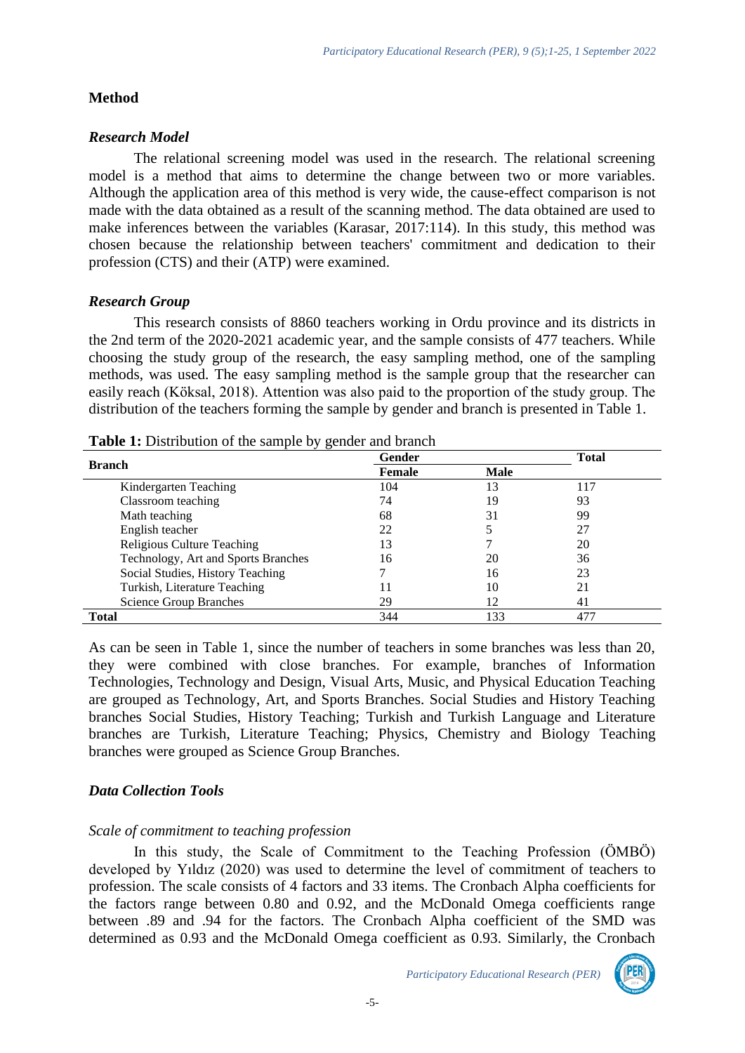## Method

### *Research Model*

The relational screening model was used in the research. The relational screening model is a method that aims to determine the change between two or more variables. Although the application area of this method is very wide, the cause-effect comparison is not made with the data obtained as a result of the scanning method. The data obtained are used to make inferences between the variables (Karasar, 2017:114). In this study, this method was chosen because the relationship between teachers' commitment and dedication to their profession (CTS) and their (ATP) were examined.

### *Research Group*

This research consists of 8860 teachers working in Ordu province and its districts in the 2nd term of the 2020-2021 academic year, and the sample consists of 477 teachers. While choosing the study group of the research, the easy sampling method, one of the sampling methods, was used. The easy sampling method is the sample group that the researcher can easily reach (Köksal, 2018). Attention was also paid to the proportion of the study group. The distribution of the teachers forming the sample by gender and branch is presented in Table 1.

**Table 1:** Distribution of the sample by gender and branch

| **Branch** | **Gender** | | **Total** |
|---|---|---|---|
| | **Female** | **Male** | |
| Kindergarten Teaching | 104 | 13 | 117 |
| Classroom teaching | 74 | 19 | 93 |
| Math teaching | 68 | 31 | 99 |
| English teacher | 22 | 5 | 27 |
| Religious Culture Teaching | 13 | 7 | 20 |
| Technology, Art and Sports Branches | 16 | 20 | 36 |
| Social Studies, History Teaching | 7 | 16 | 23 |
| Turkish, Literature Teaching | 11 | 10 | 21 |
| Science Group Branches | 29 | 12 | 41 |
| **Total** | 344 | 133 | 477 |

As can be seen in Table 1, since the number of teachers in some branches was less than 20, they were combined with close branches. For example, branches of Information Technologies, Technology and Design, Visual Arts, Music, and Physical Education Teaching are grouped as Technology, Art, and Sports Branches. Social Studies and History Teaching branches Social Studies, History Teaching; Turkish and Turkish Language and Literature branches are Turkish, Literature Teaching; Physics, Chemistry and Biology Teaching branches were grouped as Science Group Branches.

### *Data Collection Tools*

#### *Scale of commitment to teaching profession*

In this study, the Scale of Commitment to the Teaching Profession (ÖMBÖ) developed by Yıldız (2020) was used to determine the level of commitment of teachers to profession. The scale consists of 4 factors and 33 items. The Cronbach Alpha coefficients for the factors range between 0.80 and 0.92, and the McDonald Omega coefficients range between .89 and .94 for the factors. The Cronbach Alpha coefficient of the SMD was determined as 0.93 and the McDonald Omega coefficient as 0.93. Similarly, the Cronbach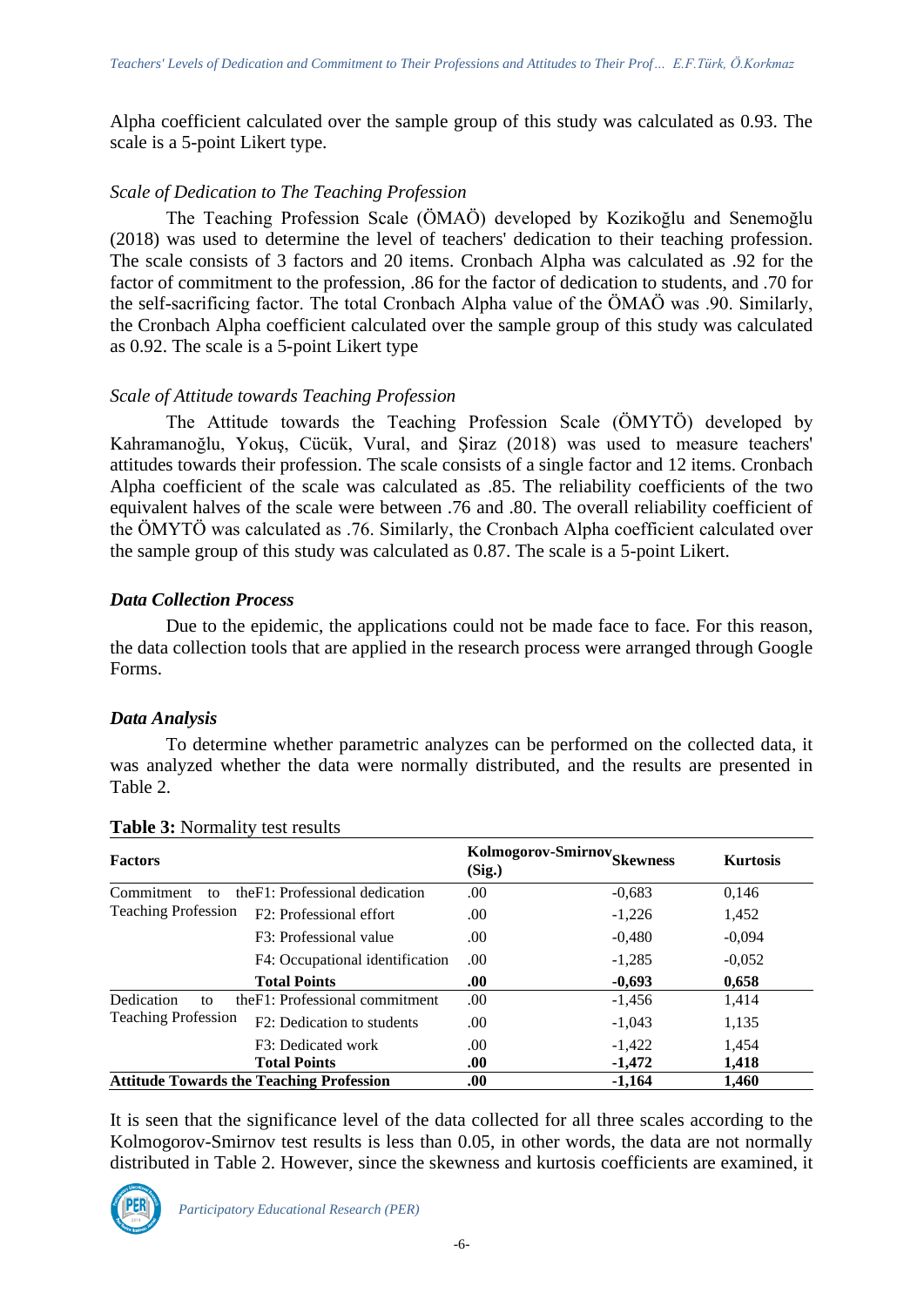Alpha coefficient calculated over the sample group of this study was calculated as 0.93. The scale is a 5-point Likert type.

*Scale of Dedication to The Teaching Profession*

The Teaching Profession Scale (ÖMAÖ) developed by Kozikoğlu and Senemoğlu (2018) was used to determine the level of teachers' dedication to their teaching profession. The scale consists of 3 factors and 20 items. Cronbach Alpha was calculated as .92 for the factor of commitment to the profession, .86 for the factor of dedication to students, and .70 for the self-sacrificing factor. The total Cronbach Alpha value of the ÖMAÖ was .90. Similarly, the Cronbach Alpha coefficient calculated over the sample group of this study was calculated as 0.92. The scale is a 5-point Likert type

*Scale of Attitude towards Teaching Profession*

The Attitude towards the Teaching Profession Scale (ÖMYTÖ) developed by Kahramanoğlu, Yokuş, Cücük, Vural, and Şiraz (2018) was used to measure teachers' attitudes towards their profession. The scale consists of a single factor and 12 items. Cronbach Alpha coefficient of the scale was calculated as .85. The reliability coefficients of the two equivalent halves of the scale were between .76 and .80. The overall reliability coefficient of the ÖMYTÖ was calculated as .76. Similarly, the Cronbach Alpha coefficient calculated over the sample group of this study was calculated as 0.87. The scale is a 5-point Likert.

### *Data Collection Process*

Due to the epidemic, the applications could not be made face to face. For this reason, the data collection tools that are applied in the research process were arranged through Google Forms.

### *Data Analysis*

To determine whether parametric analyzes can be performed on the collected data, it was analyzed whether the data were normally distributed, and the results are presented in Table 2.

**Table 3:** Normality test results

| **Factors** | | **Kolmogorov-Smirnov (Sig.)** | **Skewness** | **Kurtosis** |
|---|---|---|---|---|
| Commitment to the Teaching Profession | F1: Professional dedication | .00 | -0,683 | 0,146 |
| | F2: Professional effort | .00 | -1,226 | 1,452 |
| | F3: Professional value | .00 | -0,480 | -0,094 |
| | F4: Occupational identification | .00 | -1,285 | -0,052 |
| | **Total Points** | **.00** | **-0,693** | **0,658** |
| Dedication to the Teaching Profession | F1: Professional commitment | .00 | -1,456 | 1,414 |
| | F2: Dedication to students | .00 | -1,043 | 1,135 |
| | F3: Dedicated work | .00 | -1,422 | 1,454 |
| | **Total Points** | **.00** | **-1,472** | **1,418** |
| **Attitude Towards the Teaching Profession** | | **.00** | **-1,164** | **1,460** |

It is seen that the significance level of the data collected for all three scales according to the Kolmogorov-Smirnov test results is less than 0.05, in other words, the data are not normally distributed in Table 2. However, since the skewness and kurtosis coefficients are examined, it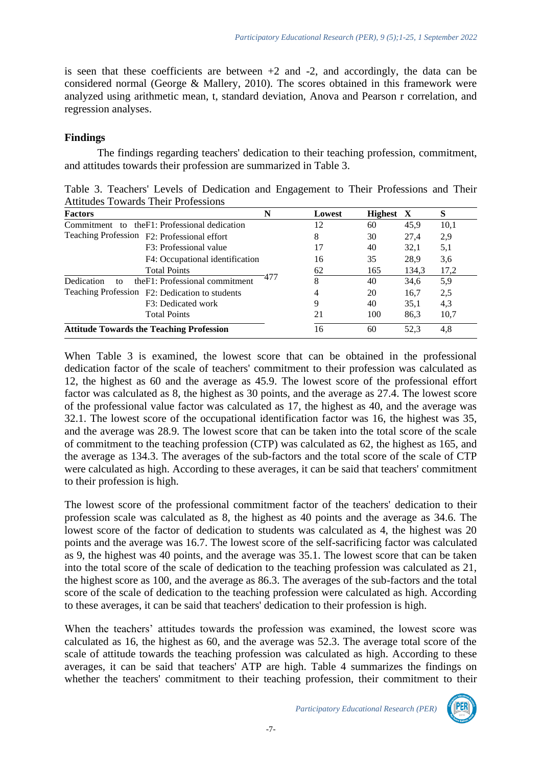is seen that these coefficients are between +2 and -2, and accordingly, the data can be considered normal (George & Mallery, 2010). The scores obtained in this framework were analyzed using arithmetic mean, t, standard deviation, Anova and Pearson r correlation, and regression analyses.

## Findings

The findings regarding teachers' dedication to their teaching profession, commitment, and attitudes towards their profession are summarized in Table 3.

Table 3. Teachers' Levels of Dedication and Engagement to Their Professions and Their Attitudes Towards Their Professions

| Factors | | N | Lowest | Highest | X | S |
|---|---|---|---|---|---|---|
| Commitment to the Teaching Profession | F1: Professional dedication | 477 | 12 | 60 | 45,9 | 10,1 |
| | F2: Professional effort | | 8 | 30 | 27,4 | 2,9 |
| | F3: Professional value | | 17 | 40 | 32,1 | 5,1 |
| | F4: Occupational identification | | 16 | 35 | 28,9 | 3,6 |
| | Total Points | | 62 | 165 | 134,3 | 17,2 |
| Dedication to the Teaching Profession | F1: Professional commitment | | 8 | 40 | 34,6 | 5,9 |
| | F2: Dedication to students | | 4 | 20 | 16,7 | 2,5 |
| | F3: Dedicated work | | 9 | 40 | 35,1 | 4,3 |
| | Total Points | | 21 | 100 | 86,3 | 10,7 |
| **Attitude Towards the Teaching Profession** | | | 16 | 60 | 52,3 | 4,8 |

When Table 3 is examined, the lowest score that can be obtained in the professional dedication factor of the scale of teachers' commitment to their profession was calculated as 12, the highest as 60 and the average as 45.9. The lowest score of the professional effort factor was calculated as 8, the highest as 30 points, and the average as 27.4. The lowest score of the professional value factor was calculated as 17, the highest as 40, and the average was 32.1. The lowest score of the occupational identification factor was 16, the highest was 35, and the average was 28.9. The lowest score that can be taken into the total score of the scale of commitment to the teaching profession (CTP) was calculated as 62, the highest as 165, and the average as 134.3. The averages of the sub-factors and the total score of the scale of CTP were calculated as high. According to these averages, it can be said that teachers' commitment to their profession is high.

The lowest score of the professional commitment factor of the teachers' dedication to their profession scale was calculated as 8, the highest as 40 points and the average as 34.6. The lowest score of the factor of dedication to students was calculated as 4, the highest was 20 points and the average was 16.7. The lowest score of the self-sacrificing factor was calculated as 9, the highest was 40 points, and the average was 35.1. The lowest score that can be taken into the total score of the scale of dedication to the teaching profession was calculated as 21, the highest score as 100, and the average as 86.3. The averages of the sub-factors and the total score of the scale of dedication to the teaching profession were calculated as high. According to these averages, it can be said that teachers' dedication to their profession is high.

When the teachers' attitudes towards the profession was examined, the lowest score was calculated as 16, the highest as 60, and the average was 52.3. The average total score of the scale of attitude towards the teaching profession was calculated as high. According to these averages, it can be said that teachers' ATP are high. Table 4 summarizes the findings on whether the teachers' commitment to their teaching profession, their commitment to their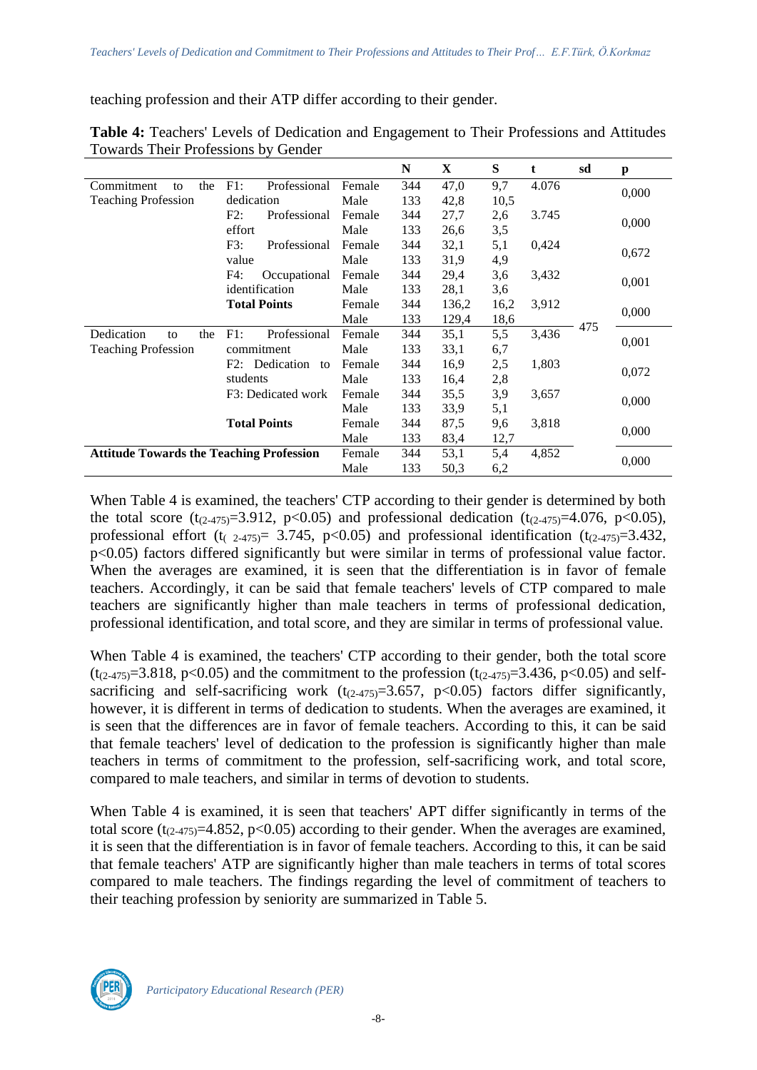teaching profession and their ATP differ according to their gender.

**Table 4:** Teachers' Levels of Dedication and Engagement to Their Professions and Attitudes Towards Their Professions by Gender

| | | | N | X | S | t | sd | p |
|---|---|---|---|---|---|---|---|---|
| Commitment to the Teaching Profession | F1: Professional dedication | Female | 344 | 47,0 | 9,7 | 4.076 | | 0,000 |
| | | Male | 133 | 42,8 | 10,5 | | | |
| | F2: Professional effort | Female | 344 | 27,7 | 2,6 | 3.745 | | 0,000 |
| | | Male | 133 | 26,6 | 3,5 | | | |
| | F3: Professional value | Female | 344 | 32,1 | 5,1 | 0,424 | | 0,672 |
| | | Male | 133 | 31,9 | 4,9 | | | |
| | F4: Occupational identification | Female | 344 | 29,4 | 3,6 | 3,432 | | 0,001 |
| | | Male | 133 | 28,1 | 3,6 | | | |
| | **Total Points** | Female | 344 | 136,2 | 16,2 | 3,912 | | 0,000 |
| | | Male | 133 | 129,4 | 18,6 | | 475 | |
| Dedication to the Teaching Profession | F1: Professional commitment | Female | 344 | 35,1 | 5,5 | 3,436 | | 0,001 |
| | | Male | 133 | 33,1 | 6,7 | | | |
| | F2: Dedication to students | Female | 344 | 16,9 | 2,5 | 1,803 | | 0,072 |
| | | Male | 133 | 16,4 | 2,8 | | | |
| | F3: Dedicated work | Female | 344 | 35,5 | 3,9 | 3,657 | | 0,000 |
| | | Male | 133 | 33,9 | 5,1 | | | |
| | **Total Points** | Female | 344 | 87,5 | 9,6 | 3,818 | | 0,000 |
| | | Male | 133 | 83,4 | 12,7 | | | |
| **Attitude Towards the Teaching Profession** | | Female | 344 | 53,1 | 5,4 | 4,852 | | 0,000 |
| | | Male | 133 | 50,3 | 6,2 | | | |

When Table 4 is examined, the teachers' CTP according to their gender is determined by both the total score ($t_{(2\text{-}475)}$=3.912, $p<0.05$) and professional dedication ($t_{(2\text{-}475)}$=4.076, $p<0.05$), professional effort ($t_{(\ 2\text{-}475)}$= 3.745, $p<0.05$) and professional identification ($t_{(2\text{-}475)}$=3.432, $p<0.05$) factors differed significantly but were similar in terms of professional value factor. When the averages are examined, it is seen that the differentiation is in favor of female teachers. Accordingly, it can be said that female teachers' levels of CTP compared to male teachers are significantly higher than male teachers in terms of professional dedication, professional identification, and total score, and they are similar in terms of professional value.

When Table 4 is examined, the teachers' CTP according to their gender, both the total score ($t_{(2\text{-}475)}$=3.818, $p<0.05$) and the commitment to the profession ($t_{(2\text{-}475)}$=3.436, $p<0.05$) and self-sacrificing and self-sacrificing work ($t_{(2\text{-}475)}$=3.657, $p<0.05$) factors differ significantly, however, it is different in terms of dedication to students. When the averages are examined, it is seen that the differences are in favor of female teachers. According to this, it can be said that female teachers' level of dedication to the profession is significantly higher than male teachers in terms of commitment to the profession, self-sacrificing work, and total score, compared to male teachers, and similar in terms of devotion to students.

When Table 4 is examined, it is seen that teachers' APT differ significantly in terms of the total score ($t_{(2\text{-}475)}$=4.852, $p<0.05$) according to their gender. When the averages are examined, it is seen that the differentiation is in favor of female teachers. According to this, it can be said that female teachers' ATP are significantly higher than male teachers in terms of total scores compared to male teachers. The findings regarding the level of commitment of teachers to their teaching profession by seniority are summarized in Table 5.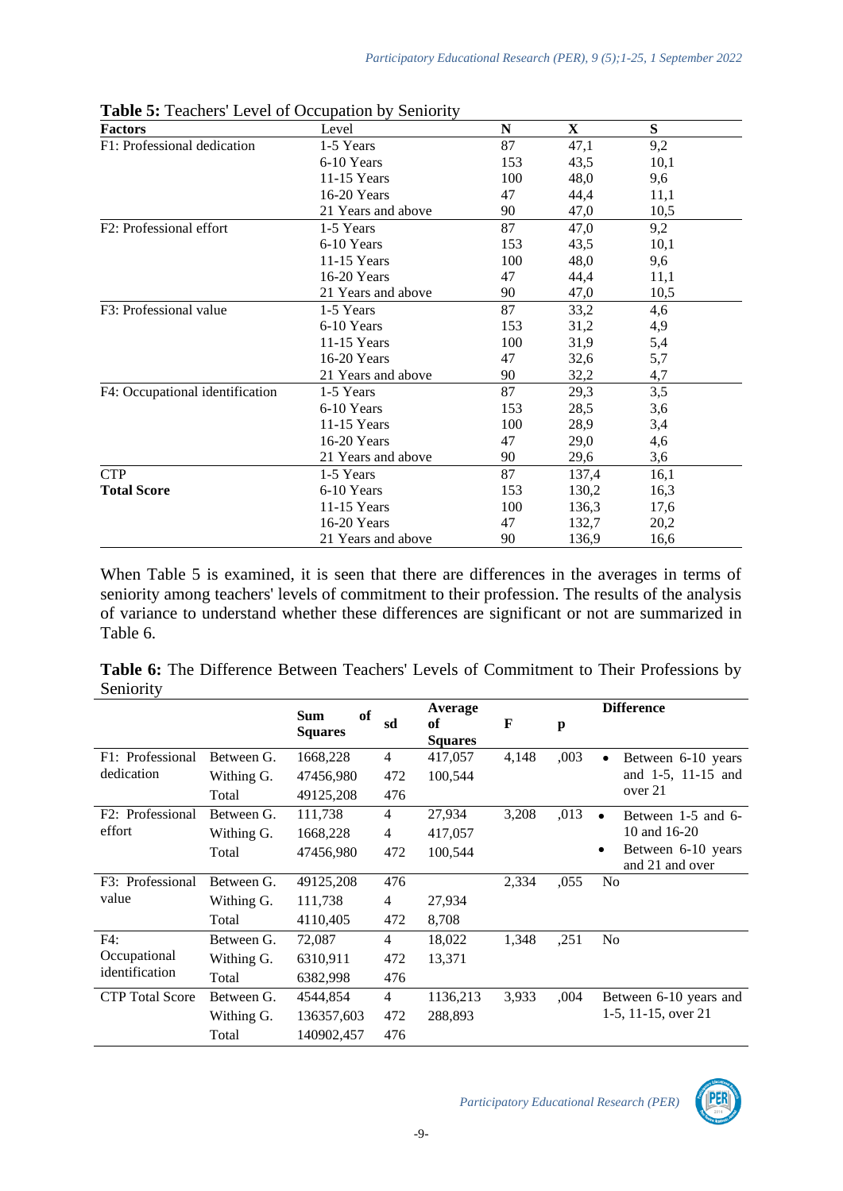**Table 5:** Teachers' Level of Occupation by Seniority

| Factors | Level | N | X | S |
|---|---|---|---|---|
| F1: Professional dedication | 1-5 Years | 87 | 47,1 | 9,2 |
| | 6-10 Years | 153 | 43,5 | 10,1 |
| | 11-15 Years | 100 | 48,0 | 9,6 |
| | 16-20 Years | 47 | 44,4 | 11,1 |
| | 21 Years and above | 90 | 47,0 | 10,5 |
| F2: Professional effort | 1-5 Years | 87 | 47,0 | 9,2 |
| | 6-10 Years | 153 | 43,5 | 10,1 |
| | 11-15 Years | 100 | 48,0 | 9,6 |
| | 16-20 Years | 47 | 44,4 | 11,1 |
| | 21 Years and above | 90 | 47,0 | 10,5 |
| F3: Professional value | 1-5 Years | 87 | 33,2 | 4,6 |
| | 6-10 Years | 153 | 31,2 | 4,9 |
| | 11-15 Years | 100 | 31,9 | 5,4 |
| | 16-20 Years | 47 | 32,6 | 5,7 |
| | 21 Years and above | 90 | 32,2 | 4,7 |
| F4: Occupational identification | 1-5 Years | 87 | 29,3 | 3,5 |
| | 6-10 Years | 153 | 28,5 | 3,6 |
| | 11-15 Years | 100 | 28,9 | 3,4 |
| | 16-20 Years | 47 | 29,0 | 4,6 |
| | 21 Years and above | 90 | 29,6 | 3,6 |
| CTP **Total Score** | 1-5 Years | 87 | 137,4 | 16,1 |
| | 6-10 Years | 153 | 130,2 | 16,3 |
| | 11-15 Years | 100 | 136,3 | 17,6 |
| | 16-20 Years | 47 | 132,7 | 20,2 |
| | 21 Years and above | 90 | 136,9 | 16,6 |

When Table 5 is examined, it is seen that there are differences in the averages in terms of seniority among teachers' levels of commitment to their profession. The results of the analysis of variance to understand whether these differences are significant or not are summarized in Table 6.

**Table 6:** The Difference Between Teachers' Levels of Commitment to Their Professions by Seniority

| | | Sum of Squares | sd | Average of Squares | F | p | Difference |
|---|---|---|---|---|---|---|---|
| F1: Professional dedication | Between G. | 1668,228 | 4 | 417,057 | 4,148 | ,003 | • Between 6-10 years and 1-5, 11-15 and over 21 |
| | Withing G. | 47456,980 | 472 | 100,544 | | | |
| | Total | 49125,208 | 476 | | | | |
| F2: Professional effort | Between G. | 111,738 | 4 | 27,934 | 3,208 | ,013 | • Between 1-5 and 6-10 and 16-20 • Between 6-10 years and 21 and over |
| | Withing G. | 1668,228 | 4 | 417,057 | | | |
| | Total | 47456,980 | 472 | 100,544 | | | |
| F3: Professional value | Between G. | 49125,208 | 476 | | 2,334 | ,055 | No |
| | Withing G. | 111,738 | 4 | 27,934 | | | |
| | Total | 4110,405 | 472 | 8,708 | | | |
| F4: Occupational identification | Between G. | 72,087 | 4 | 18,022 | 1,348 | ,251 | No |
| | Withing G. | 6310,911 | 472 | 13,371 | | | |
| | Total | 6382,998 | 476 | | | | |
| CTP Total Score | Between G. | 4544,854 | 4 | 1136,213 | 3,933 | ,004 | Between 6-10 years and 1-5, 11-15, over 21 |
| | Withing G. | 136357,603 | 472 | 288,893 | | | |
| | Total | 140902,457 | 476 | | | | |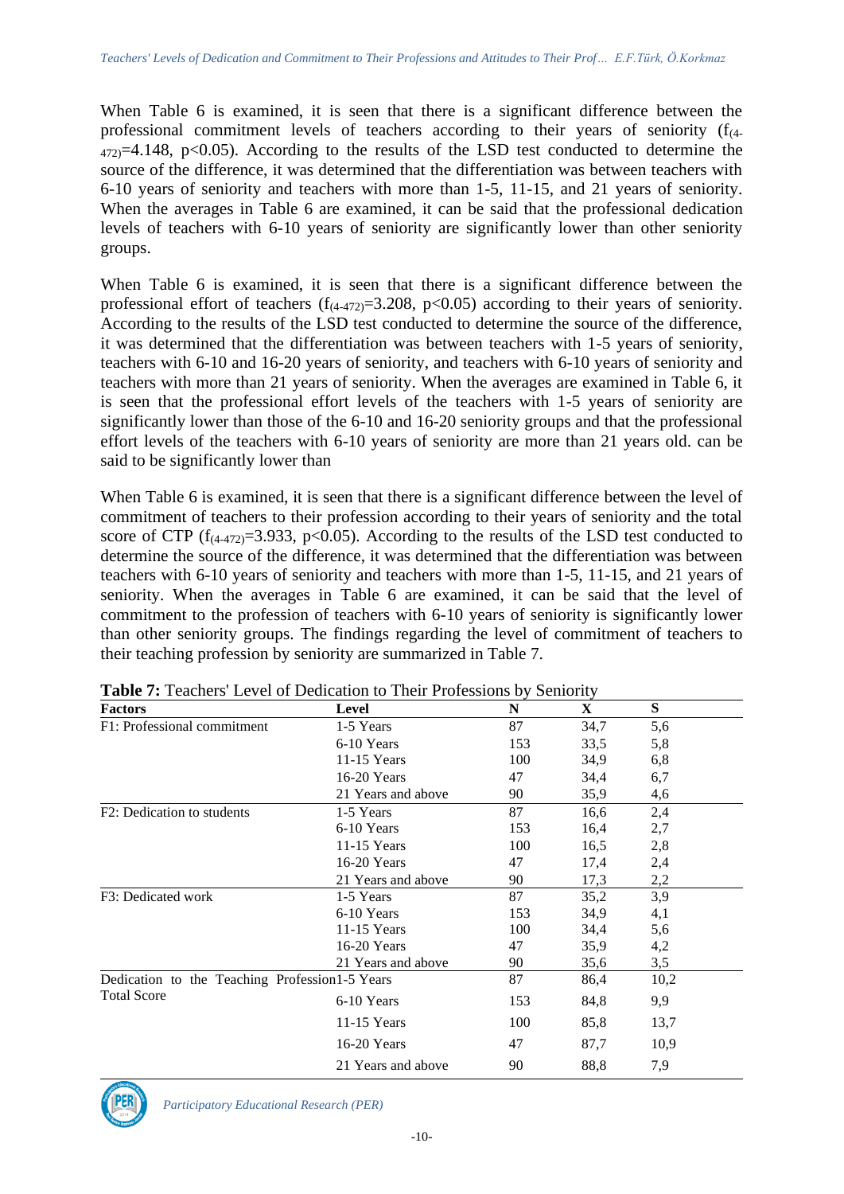When Table 6 is examined, it is seen that there is a significant difference between the professional commitment levels of teachers according to their years of seniority ($f_{(4-472)}$=4.148, p<0.05). According to the results of the LSD test conducted to determine the source of the difference, it was determined that the differentiation was between teachers with 6-10 years of seniority and teachers with more than 1-5, 11-15, and 21 years of seniority. When the averages in Table 6 are examined, it can be said that the professional dedication levels of teachers with 6-10 years of seniority are significantly lower than other seniority groups.

When Table 6 is examined, it is seen that there is a significant difference between the professional effort of teachers ($f_{(4-472)}$=3.208, p<0.05) according to their years of seniority. According to the results of the LSD test conducted to determine the source of the difference, it was determined that the differentiation was between teachers with 1-5 years of seniority, teachers with 6-10 and 16-20 years of seniority, and teachers with 6-10 years of seniority and teachers with more than 21 years of seniority. When the averages are examined in Table 6, it is seen that the professional effort levels of the teachers with 1-5 years of seniority are significantly lower than those of the 6-10 and 16-20 seniority groups and that the professional effort levels of the teachers with 6-10 years of seniority are more than 21 years old. can be said to be significantly lower than

When Table 6 is examined, it is seen that there is a significant difference between the level of commitment of teachers to their profession according to their years of seniority and the total score of CTP ($f_{(4-472)}$=3.933, p<0.05). According to the results of the LSD test conducted to determine the source of the difference, it was determined that the differentiation was between teachers with 6-10 years of seniority and teachers with more than 1-5, 11-15, and 21 years of seniority. When the averages in Table 6 are examined, it can be said that the level of commitment to the profession of teachers with 6-10 years of seniority is significantly lower than other seniority groups. The findings regarding the level of commitment of teachers to their teaching profession by seniority are summarized in Table 7.

**Table 7:** Teachers' Level of Dedication to Their Professions by Seniority

| Factors | Level | N | X | S |
|---|---|---|---|---|
| F1: Professional commitment | 1-5 Years | 87 | 34,7 | 5,6 |
| | 6-10 Years | 153 | 33,5 | 5,8 |
| | 11-15 Years | 100 | 34,9 | 6,8 |
| | 16-20 Years | 47 | 34,4 | 6,7 |
| | 21 Years and above | 90 | 35,9 | 4,6 |
| F2: Dedication to students | 1-5 Years | 87 | 16,6 | 2,4 |
| | 6-10 Years | 153 | 16,4 | 2,7 |
| | 11-15 Years | 100 | 16,5 | 2,8 |
| | 16-20 Years | 47 | 17,4 | 2,4 |
| | 21 Years and above | 90 | 17,3 | 2,2 |
| F3: Dedicated work | 1-5 Years | 87 | 35,2 | 3,9 |
| | 6-10 Years | 153 | 34,9 | 4,1 |
| | 11-15 Years | 100 | 34,4 | 5,6 |
| | 16-20 Years | 47 | 35,9 | 4,2 |
| | 21 Years and above | 90 | 35,6 | 3,5 |
| Dedication to the Teaching Profession Total Score | 1-5 Years | 87 | 86,4 | 10,2 |
| | 6-10 Years | 153 | 84,8 | 9,9 |
| | 11-15 Years | 100 | 85,8 | 13,7 |
| | 16-20 Years | 47 | 87,7 | 10,9 |
| | 21 Years and above | 90 | 88,8 | 7,9 |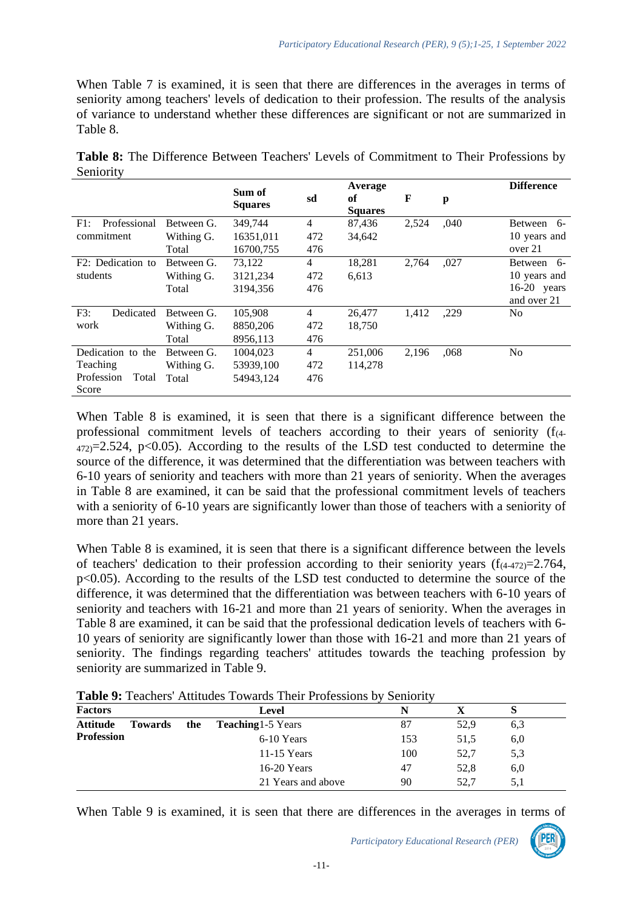When Table 7 is examined, it is seen that there are differences in the averages in terms of seniority among teachers' levels of dedication to their profession. The results of the analysis of variance to understand whether these differences are significant or not are summarized in Table 8.

**Table 8:** The Difference Between Teachers' Levels of Commitment to Their Professions by Seniority

| | | Sum of Squares | sd | Average of Squares | F | p | Difference |
|---|---|---|---|---|---|---|---|
| F1: Professional commitment | Between G. | 349,744 | 4 | 87,436 | 2,524 | ,040 | Between 6-10 years and over 21 |
| | Withing G. | 16351,011 | 472 | 34,642 | | | |
| | Total | 16700,755 | 476 | | | | |
| F2: Dedication to students | Between G. | 73,122 | 4 | 18,281 | 2,764 | ,027 | Between 6-10 years and 16-20 years and over 21 |
| | Withing G. | 3121,234 | 472 | 6,613 | | | |
| | Total | 3194,356 | 476 | | | | |
| F3: Dedicated work | Between G. | 105,908 | 4 | 26,477 | 1,412 | ,229 | No |
| | Withing G. | 8850,206 | 472 | 18,750 | | | |
| | Total | 8956,113 | 476 | | | | |
| Dedication to the Teaching Profession Total Score | Between G. | 1004,023 | 4 | 251,006 | 2,196 | ,068 | No |
| | Withing G. | 53939,100 | 472 | 114,278 | | | |
| | Total | 54943,124 | 476 | | | | |

When Table 8 is examined, it is seen that there is a significant difference between the professional commitment levels of teachers according to their years of seniority ($f_{(4\text{-}472)}$=2.524, $p<0.05$). According to the results of the LSD test conducted to determine the source of the difference, it was determined that the differentiation was between teachers with 6-10 years of seniority and teachers with more than 21 years of seniority. When the averages in Table 8 are examined, it can be said that the professional commitment levels of teachers with a seniority of 6-10 years are significantly lower than those of teachers with a seniority of more than 21 years.

When Table 8 is examined, it is seen that there is a significant difference between the levels of teachers' dedication to their profession according to their seniority years ($f_{(4\text{-}472)}$=2.764, $p<0.05$). According to the results of the LSD test conducted to determine the source of the difference, it was determined that the differentiation was between teachers with 6-10 years of seniority and teachers with 16-21 and more than 21 years of seniority. When the averages in Table 8 are examined, it can be said that the professional dedication levels of teachers with 6-10 years of seniority are significantly lower than those with 16-21 and more than 21 years of seniority. The findings regarding teachers' attitudes towards the teaching profession by seniority are summarized in Table 9.

**Table 9:** Teachers' Attitudes Towards Their Professions by Seniority

| Factors | Level | N | X | S |
|---|---|---|---|---|
| **Attitude Towards the Teaching Profession** | 1-5 Years | 87 | 52,9 | 6,3 |
| | 6-10 Years | 153 | 51,5 | 6,0 |
| | 11-15 Years | 100 | 52,7 | 5,3 |
| | 16-20 Years | 47 | 52,8 | 6,0 |
| | 21 Years and above | 90 | 52,7 | 5,1 |

When Table 9 is examined, it is seen that there are differences in the averages in terms of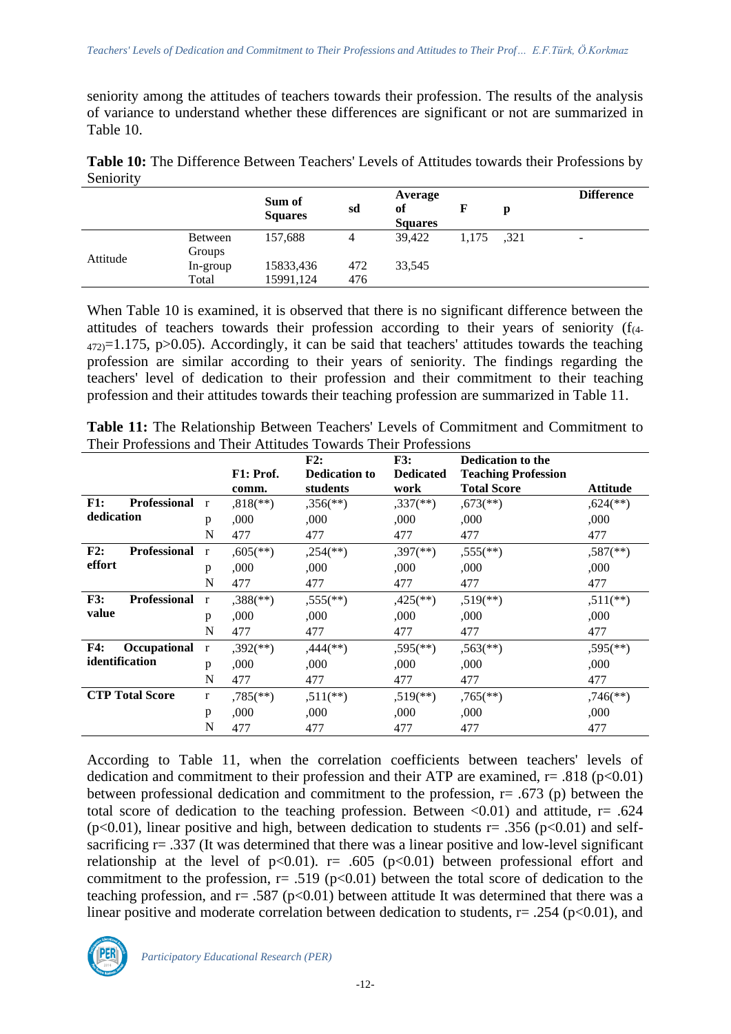seniority among the attitudes of teachers towards their profession. The results of the analysis of variance to understand whether these differences are significant or not are summarized in Table 10.

**Table 10:** The Difference Between Teachers' Levels of Attitudes towards their Professions by Seniority

| | | Sum of Squares | sd | Average of Squares | F | p | Difference |
|---|---|---|---|---|---|---|---|
| Attitude | Between Groups | 157,688 | 4 | 39,422 | 1,175 | ,321 | - |
| | In-group | 15833,436 | 472 | 33,545 | | | |
| | Total | 15991,124 | 476 | | | | |

When Table 10 is examined, it is observed that there is no significant difference between the attitudes of teachers towards their profession according to their years of seniority ($f_{(4-472)}$=1.175, p>0.05). Accordingly, it can be said that teachers' attitudes towards the teaching profession are similar according to their years of seniority. The findings regarding the teachers' level of dedication to their profession and their commitment to their teaching profession and their attitudes towards their teaching profession are summarized in Table 11.

**Table 11:** The Relationship Between Teachers' Levels of Commitment and Commitment to Their Professions and Their Attitudes Towards Their Professions

| | | F1: Prof. comm. | F2: Dedication to students | F3: Dedicated work | Dedication to the Teaching Profession Total Score | Attitude |
|---|---|---|---|---|---|---|
| **F1: Professional dedication** | r | ,818(**) | ,356(**) | ,337(**) | ,673(**) | ,624(**) |
| | p | ,000 | ,000 | ,000 | ,000 | ,000 |
| | N | 477 | 477 | 477 | 477 | 477 |
| **F2: Professional effort** | r | ,605(**) | ,254(**) | ,397(**) | ,555(**) | ,587(**) |
| | p | ,000 | ,000 | ,000 | ,000 | ,000 |
| | N | 477 | 477 | 477 | 477 | 477 |
| **F3: Professional value** | r | ,388(**) | ,555(**) | ,425(**) | ,519(**) | ,511(**) |
| | p | ,000 | ,000 | ,000 | ,000 | ,000 |
| | N | 477 | 477 | 477 | 477 | 477 |
| **F4: Occupational identification** | r | ,392(**) | ,444(**) | ,595(**) | ,563(**) | ,595(**) |
| | p | ,000 | ,000 | ,000 | ,000 | ,000 |
| | N | 477 | 477 | 477 | 477 | 477 |
| **CTP Total Score** | r | ,785(**) | ,511(**) | ,519(**) | ,765(**) | ,746(**) |
| | p | ,000 | ,000 | ,000 | ,000 | ,000 |
| | N | 477 | 477 | 477 | 477 | 477 |

According to Table 11, when the correlation coefficients between teachers' levels of dedication and commitment to their profession and their ATP are examined, r= .818 (p<0.01) between professional dedication and commitment to the profession, r= .673 (p) between the total score of dedication to the teaching profession. Between <0.01) and attitude, r= .624 (p<0.01), linear positive and high, between dedication to students r= .356 (p<0.01) and self-sacrificing r= .337 (It was determined that there was a linear positive and low-level significant relationship at the level of p<0.01). r= .605 (p<0.01) between professional effort and commitment to the profession, r= .519 (p<0.01) between the total score of dedication to the teaching profession, and r= .587 (p<0.01) between attitude It was determined that there was a linear positive and moderate correlation between dedication to students, r= .254 (p<0.01), and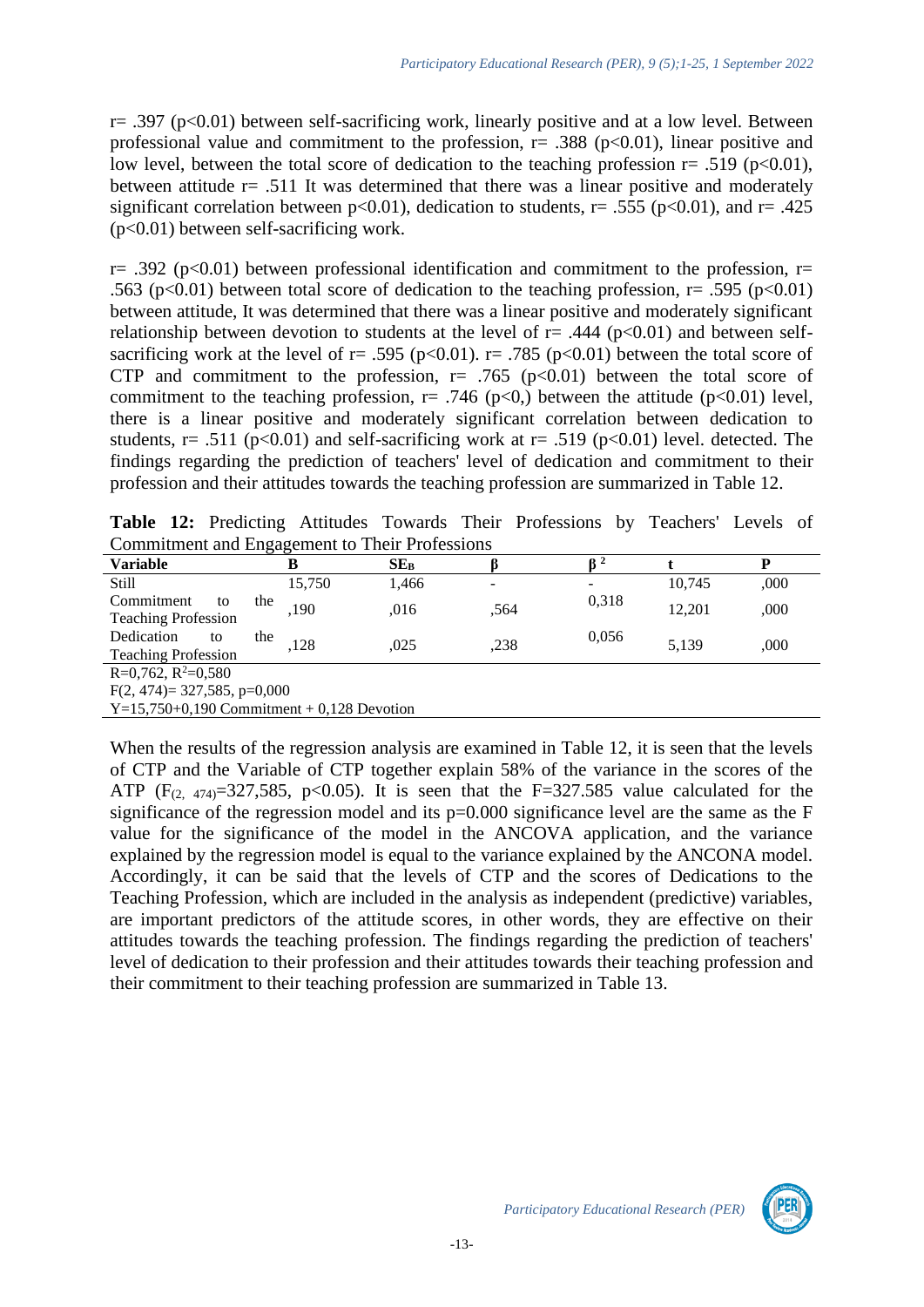r= .397 (p<0.01) between self-sacrificing work, linearly positive and at a low level. Between professional value and commitment to the profession, r= .388 (p<0.01), linear positive and low level, between the total score of dedication to the teaching profession r= .519 (p<0.01), between attitude r= .511 It was determined that there was a linear positive and moderately significant correlation between p<0.01), dedication to students, r= .555 (p<0.01), and r= .425 (p<0.01) between self-sacrificing work.

r= .392 (p<0.01) between professional identification and commitment to the profession, r= .563 (p<0.01) between total score of dedication to the teaching profession, r= .595 (p<0.01) between attitude, It was determined that there was a linear positive and moderately significant relationship between devotion to students at the level of r= .444 (p<0.01) and between self-sacrificing work at the level of r= .595 (p<0.01). r= .785 (p<0.01) between the total score of CTP and commitment to the profession, r= .765 (p<0.01) between the total score of commitment to the teaching profession, r= .746 (p<0,) between the attitude (p<0.01) level, there is a linear positive and moderately significant correlation between dedication to students, r= .511 (p<0.01) and self-sacrificing work at r= .519 (p<0.01) level. detected. The findings regarding the prediction of teachers' level of dedication and commitment to their profession and their attitudes towards the teaching profession are summarized in Table 12.

**Table 12:** Predicting Attitudes Towards Their Professions by Teachers' Levels of Commitment and Engagement to Their Professions

| Variable | B | $SE_B$ | β | $β^2$ | t | P |
|---|---|---|---|---|---|---|
| Still | 15,750 | 1,466 | - | - | 10,745 | ,000 |
| Commitment to the Teaching Profession | ,190 | ,016 | ,564 | 0,318 | 12,201 | ,000 |
| Dedication to the Teaching Profession | ,128 | ,025 | ,238 | 0,056 | 5,139 | ,000 |
| $R=0{,}762$, $R^2=0{,}580$ | | | | | | |
| $F(2, 474)= 327{,}585$, $p=0{,}000$ | | | | | | |
| $Y=15{,}750+0{,}190$ Commitment + $0{,}128$ Devotion | | | | | | |

When the results of the regression analysis are examined in Table 12, it is seen that the levels of CTP and the Variable of CTP together explain 58% of the variance in the scores of the ATP ($F_{(2,\ 474)}=327{,}585$, $p<0.05$). It is seen that the F=327.585 value calculated for the significance of the regression model and its p=0.000 significance level are the same as the F value for the significance of the model in the ANCOVA application, and the variance explained by the regression model is equal to the variance explained by the ANCONA model. Accordingly, it can be said that the levels of CTP and the scores of Dedications to the Teaching Profession, which are included in the analysis as independent (predictive) variables, are important predictors of the attitude scores, in other words, they are effective on their attitudes towards the teaching profession. The findings regarding the prediction of teachers' level of dedication to their profession and their attitudes towards their teaching profession and their commitment to their teaching profession are summarized in Table 13.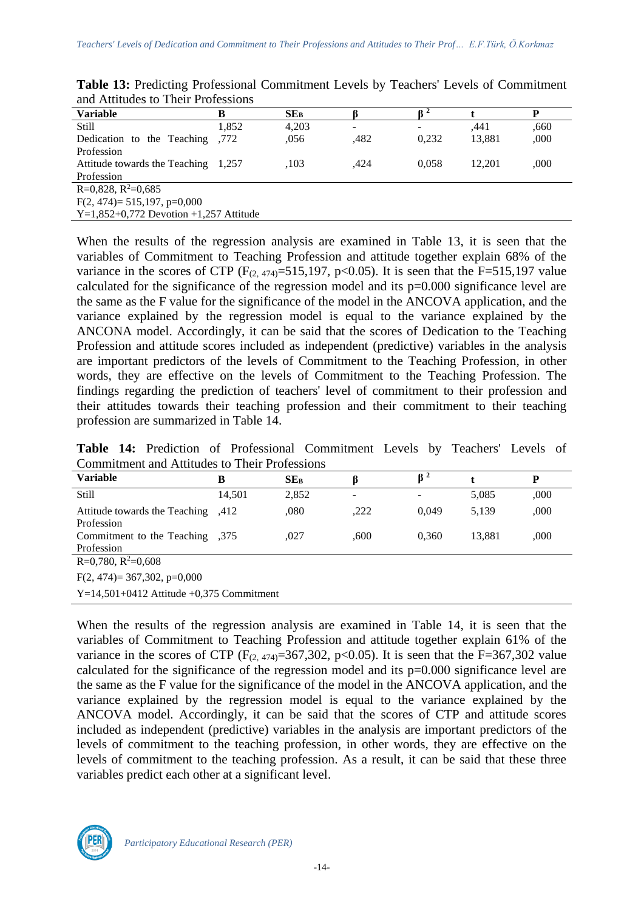**Table 13:** Predicting Professional Commitment Levels by Teachers' Levels of Commitment and Attitudes to Their Professions

| Variable | B | $SE_B$ | β | $β^2$ | t | P |
|---|---|---|---|---|---|---|
| Still | 1,852 | 4,203 | - | - | ,441 | ,660 |
| Dedication to the Teaching Profession | ,772 | ,056 | ,482 | 0,232 | 13,881 | ,000 |
| Attitude towards the Teaching Profession | 1,257 | ,103 | ,424 | 0,058 | 12,201 | ,000 |
| $R=0,828$, $R^2=0,685$ | | | | | | |
| $F(2, 474)= 515,197$, $p=0,000$ | | | | | | |
| Y=1,852+0,772 Devotion +1,257 Attitude | | | | | | |

When the results of the regression analysis are examined in Table 13, it is seen that the variables of Commitment to Teaching Profession and attitude together explain 68% of the variance in the scores of CTP ($F_{(2, 474)}$=515,197, $p<0.05$). It is seen that the F=515,197 value calculated for the significance of the regression model and its p=0.000 significance level are the same as the F value for the significance of the model in the ANCOVA application, and the variance explained by the regression model is equal to the variance explained by the ANCONA model. Accordingly, it can be said that the scores of Dedication to the Teaching Profession and attitude scores included as independent (predictive) variables in the analysis are important predictors of the levels of Commitment to the Teaching Profession, in other words, they are effective on the levels of Commitment to the Teaching Profession. The findings regarding the prediction of teachers' level of commitment to their profession and their attitudes towards their teaching profession and their commitment to their teaching profession are summarized in Table 14.

**Table 14:** Prediction of Professional Commitment Levels by Teachers' Levels of Commitment and Attitudes to Their Professions

| Variable | B | $SE_B$ | β | $β^2$ | t | P |
|---|---|---|---|---|---|---|
| Still | 14,501 | 2,852 | - | - | 5,085 | ,000 |
| Attitude towards the Teaching Profession | ,412 | ,080 | ,222 | 0,049 | 5,139 | ,000 |
| Commitment to the Teaching Profession | ,375 | ,027 | ,600 | 0,360 | 13,881 | ,000 |
| $R=0,780$, $R^2=0,608$ | | | | | | |
| $F(2, 474)= 367,302$, $p=0,000$ | | | | | | |
| Y=14,501+0412 Attitude +0,375 Commitment | | | | | | |

When the results of the regression analysis are examined in Table 14, it is seen that the variables of Commitment to Teaching Profession and attitude together explain 61% of the variance in the scores of CTP ($F_{(2, 474)}$=367,302, $p<0.05$). It is seen that the F=367,302 value calculated for the significance of the regression model and its p=0.000 significance level are the same as the F value for the significance of the model in the ANCOVA application, and the variance explained by the regression model is equal to the variance explained by the ANCOVA model. Accordingly, it can be said that the scores of CTP and attitude scores included as independent (predictive) variables in the analysis are important predictors of the levels of commitment to the teaching profession, in other words, they are effective on the levels of commitment to the teaching profession. As a result, it can be said that these three variables predict each other at a significant level.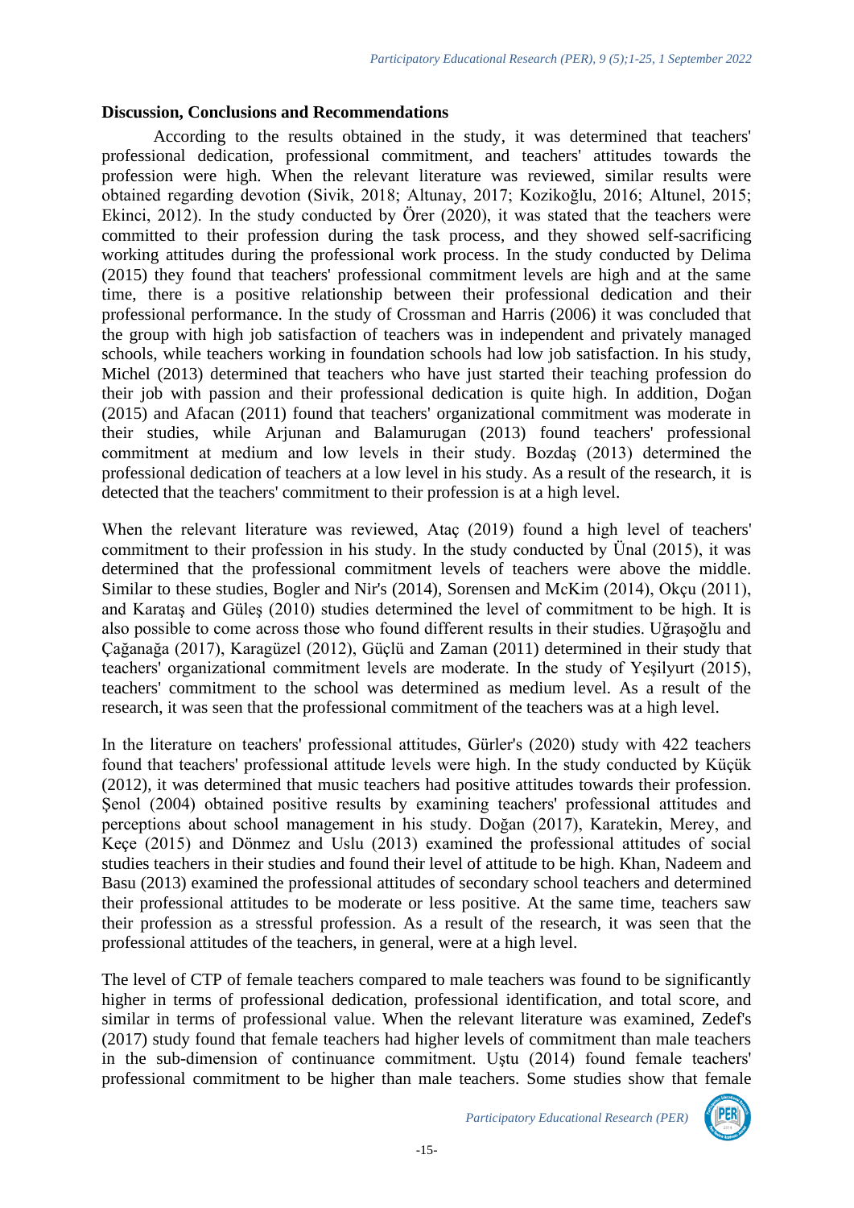## Discussion, Conclusions and Recommendations

According to the results obtained in the study, it was determined that teachers' professional dedication, professional commitment, and teachers' attitudes towards the profession were high. When the relevant literature was reviewed, similar results were obtained regarding devotion (Sivik, 2018; Altunay, 2017; Kozikoğlu, 2016; Altunel, 2015; Ekinci, 2012). In the study conducted by Örer (2020), it was stated that the teachers were committed to their profession during the task process, and they showed self-sacrificing working attitudes during the professional work process. In the study conducted by Delima (2015) they found that teachers' professional commitment levels are high and at the same time, there is a positive relationship between their professional dedication and their professional performance. In the study of Crossman and Harris (2006) it was concluded that the group with high job satisfaction of teachers was in independent and privately managed schools, while teachers working in foundation schools had low job satisfaction. In his study, Michel (2013) determined that teachers who have just started their teaching profession do their job with passion and their professional dedication is quite high. In addition, Doğan (2015) and Afacan (2011) found that teachers' organizational commitment was moderate in their studies, while Arjunan and Balamurugan (2013) found teachers' professional commitment at medium and low levels in their study. Bozdaş (2013) determined the professional dedication of teachers at a low level in his study. As a result of the research, it is detected that the teachers' commitment to their profession is at a high level.

When the relevant literature was reviewed, Ataç (2019) found a high level of teachers' commitment to their profession in his study. In the study conducted by Ünal (2015), it was determined that the professional commitment levels of teachers were above the middle. Similar to these studies, Bogler and Nir's (2014), Sorensen and McKim (2014), Okçu (2011), and Karataş and Güleş (2010) studies determined the level of commitment to be high. It is also possible to come across those who found different results in their studies. Uğraşoğlu and Çağanağa (2017), Karagüzel (2012), Güçlü and Zaman (2011) determined in their study that teachers' organizational commitment levels are moderate. In the study of Yeşilyurt (2015), teachers' commitment to the school was determined as medium level. As a result of the research, it was seen that the professional commitment of the teachers was at a high level.

In the literature on teachers' professional attitudes, Gürler's (2020) study with 422 teachers found that teachers' professional attitude levels were high. In the study conducted by Küçük (2012), it was determined that music teachers had positive attitudes towards their profession. Şenol (2004) obtained positive results by examining teachers' professional attitudes and perceptions about school management in his study. Doğan (2017), Karatekin, Merey, and Keçe (2015) and Dönmez and Uslu (2013) examined the professional attitudes of social studies teachers in their studies and found their level of attitude to be high. Khan, Nadeem and Basu (2013) examined the professional attitudes of secondary school teachers and determined their professional attitudes to be moderate or less positive. At the same time, teachers saw their profession as a stressful profession. As a result of the research, it was seen that the professional attitudes of the teachers, in general, were at a high level.

The level of CTP of female teachers compared to male teachers was found to be significantly higher in terms of professional dedication, professional identification, and total score, and similar in terms of professional value. When the relevant literature was examined, Zedef's (2017) study found that female teachers had higher levels of commitment than male teachers in the sub-dimension of continuance commitment. Uştu (2014) found female teachers' professional commitment to be higher than male teachers. Some studies show that female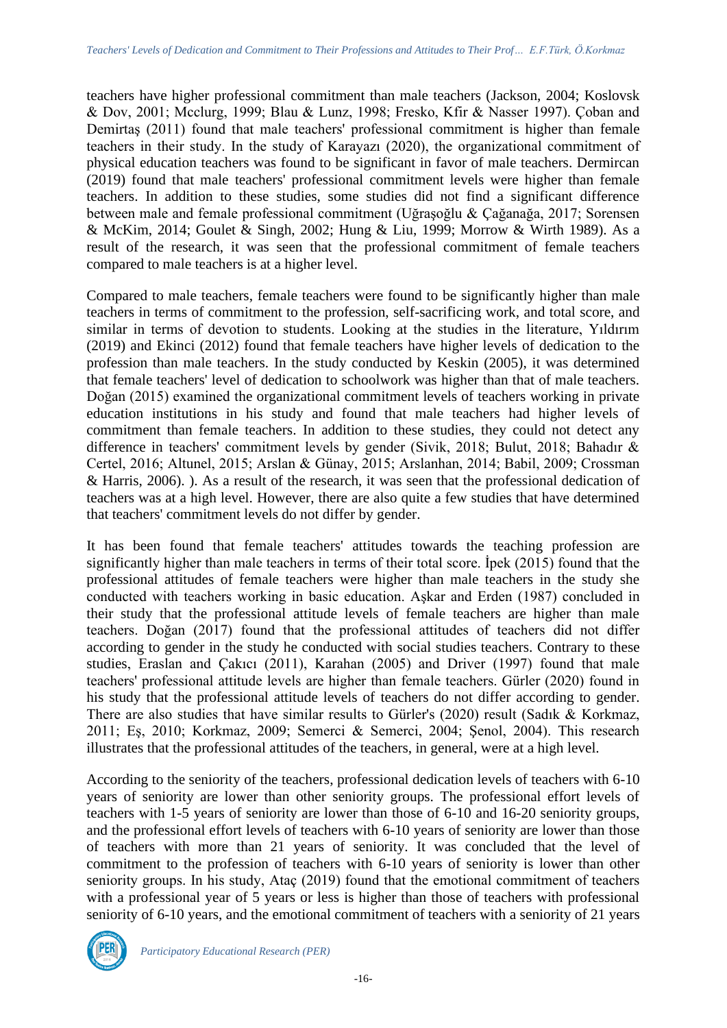teachers have higher professional commitment than male teachers (Jackson, 2004; Koslovsk & Dov, 2001; Mcclurg, 1999; Blau & Lunz, 1998; Fresko, Kfir & Nasser 1997). Çoban and Demirtaş (2011) found that male teachers' professional commitment is higher than female teachers in their study. In the study of Karayazı (2020), the organizational commitment of physical education teachers was found to be significant in favor of male teachers. Dermircan (2019) found that male teachers' professional commitment levels were higher than female teachers. In addition to these studies, some studies did not find a significant difference between male and female professional commitment (Uğraşoğlu & Çağanağa, 2017; Sorensen & McKim, 2014; Goulet & Singh, 2002; Hung & Liu, 1999; Morrow & Wirth 1989). As a result of the research, it was seen that the professional commitment of female teachers compared to male teachers is at a higher level.

Compared to male teachers, female teachers were found to be significantly higher than male teachers in terms of commitment to the profession, self-sacrificing work, and total score, and similar in terms of devotion to students. Looking at the studies in the literature, Yıldırım (2019) and Ekinci (2012) found that female teachers have higher levels of dedication to the profession than male teachers. In the study conducted by Keskin (2005), it was determined that female teachers' level of dedication to schoolwork was higher than that of male teachers. Doğan (2015) examined the organizational commitment levels of teachers working in private education institutions in his study and found that male teachers had higher levels of commitment than female teachers. In addition to these studies, they could not detect any difference in teachers' commitment levels by gender (Sivik, 2018; Bulut, 2018; Bahadır & Certel, 2016; Altunel, 2015; Arslan & Günay, 2015; Arslanhan, 2014; Babil, 2009; Crossman & Harris, 2006). ). As a result of the research, it was seen that the professional dedication of teachers was at a high level. However, there are also quite a few studies that have determined that teachers' commitment levels do not differ by gender.

It has been found that female teachers' attitudes towards the teaching profession are significantly higher than male teachers in terms of their total score. İpek (2015) found that the professional attitudes of female teachers were higher than male teachers in the study she conducted with teachers working in basic education. Aşkar and Erden (1987) concluded in their study that the professional attitude levels of female teachers are higher than male teachers. Doğan (2017) found that the professional attitudes of teachers did not differ according to gender in the study he conducted with social studies teachers. Contrary to these studies, Eraslan and Çakıcı (2011), Karahan (2005) and Driver (1997) found that male teachers' professional attitude levels are higher than female teachers. Gürler (2020) found in his study that the professional attitude levels of teachers do not differ according to gender. There are also studies that have similar results to Gürler's (2020) result (Sadık & Korkmaz, 2011; Eş, 2010; Korkmaz, 2009; Semerci & Semerci, 2004; Şenol, 2004). This research illustrates that the professional attitudes of the teachers, in general, were at a high level.

According to the seniority of the teachers, professional dedication levels of teachers with 6-10 years of seniority are lower than other seniority groups. The professional effort levels of teachers with 1-5 years of seniority are lower than those of 6-10 and 16-20 seniority groups, and the professional effort levels of teachers with 6-10 years of seniority are lower than those of teachers with more than 21 years of seniority. It was concluded that the level of commitment to the profession of teachers with 6-10 years of seniority is lower than other seniority groups. In his study, Ataç (2019) found that the emotional commitment of teachers with a professional year of 5 years or less is higher than those of teachers with professional seniority of 6-10 years, and the emotional commitment of teachers with a seniority of 21 years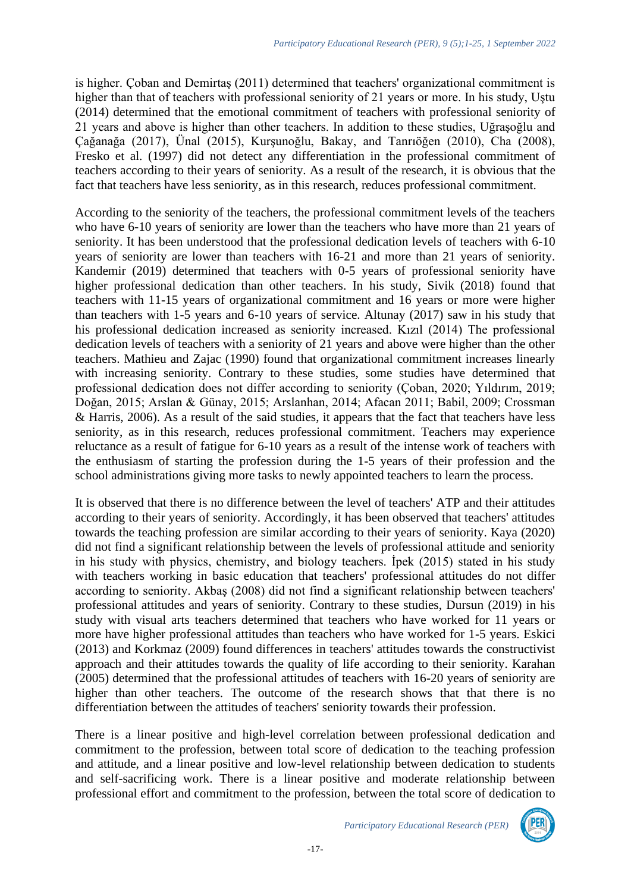is higher. Çoban and Demirtaş (2011) determined that teachers' organizational commitment is higher than that of teachers with professional seniority of 21 years or more. In his study, Uştu (2014) determined that the emotional commitment of teachers with professional seniority of 21 years and above is higher than other teachers. In addition to these studies, Uğraşoğlu and Çağanağa (2017), Ünal (2015), Kurşunoğlu, Bakay, and Tanrıöğen (2010), Cha (2008), Fresko et al. (1997) did not detect any differentiation in the professional commitment of teachers according to their years of seniority. As a result of the research, it is obvious that the fact that teachers have less seniority, as in this research, reduces professional commitment.

According to the seniority of the teachers, the professional commitment levels of the teachers who have 6-10 years of seniority are lower than the teachers who have more than 21 years of seniority. It has been understood that the professional dedication levels of teachers with 6-10 years of seniority are lower than teachers with 16-21 and more than 21 years of seniority. Kandemir (2019) determined that teachers with 0-5 years of professional seniority have higher professional dedication than other teachers. In his study, Sivik (2018) found that teachers with 11-15 years of organizational commitment and 16 years or more were higher than teachers with 1-5 years and 6-10 years of service. Altunay (2017) saw in his study that his professional dedication increased as seniority increased. Kızıl (2014) The professional dedication levels of teachers with a seniority of 21 years and above were higher than the other teachers. Mathieu and Zajac (1990) found that organizational commitment increases linearly with increasing seniority. Contrary to these studies, some studies have determined that professional dedication does not differ according to seniority (Çoban, 2020; Yıldırım, 2019; Doğan, 2015; Arslan & Günay, 2015; Arslanhan, 2014; Afacan 2011; Babil, 2009; Crossman & Harris, 2006). As a result of the said studies, it appears that the fact that teachers have less seniority, as in this research, reduces professional commitment. Teachers may experience reluctance as a result of fatigue for 6-10 years as a result of the intense work of teachers with the enthusiasm of starting the profession during the 1-5 years of their profession and the school administrations giving more tasks to newly appointed teachers to learn the process.

It is observed that there is no difference between the level of teachers' ATP and their attitudes according to their years of seniority. Accordingly, it has been observed that teachers' attitudes towards the teaching profession are similar according to their years of seniority. Kaya (2020) did not find a significant relationship between the levels of professional attitude and seniority in his study with physics, chemistry, and biology teachers. İpek (2015) stated in his study with teachers working in basic education that teachers' professional attitudes do not differ according to seniority. Akbaş (2008) did not find a significant relationship between teachers' professional attitudes and years of seniority. Contrary to these studies, Dursun (2019) in his study with visual arts teachers determined that teachers who have worked for 11 years or more have higher professional attitudes than teachers who have worked for 1-5 years. Eskici (2013) and Korkmaz (2009) found differences in teachers' attitudes towards the constructivist approach and their attitudes towards the quality of life according to their seniority. Karahan (2005) determined that the professional attitudes of teachers with 16-20 years of seniority are higher than other teachers. The outcome of the research shows that that there is no differentiation between the attitudes of teachers' seniority towards their profession.

There is a linear positive and high-level correlation between professional dedication and commitment to the profession, between total score of dedication to the teaching profession and attitude, and a linear positive and low-level relationship between dedication to students and self-sacrificing work. There is a linear positive and moderate relationship between professional effort and commitment to the profession, between the total score of dedication to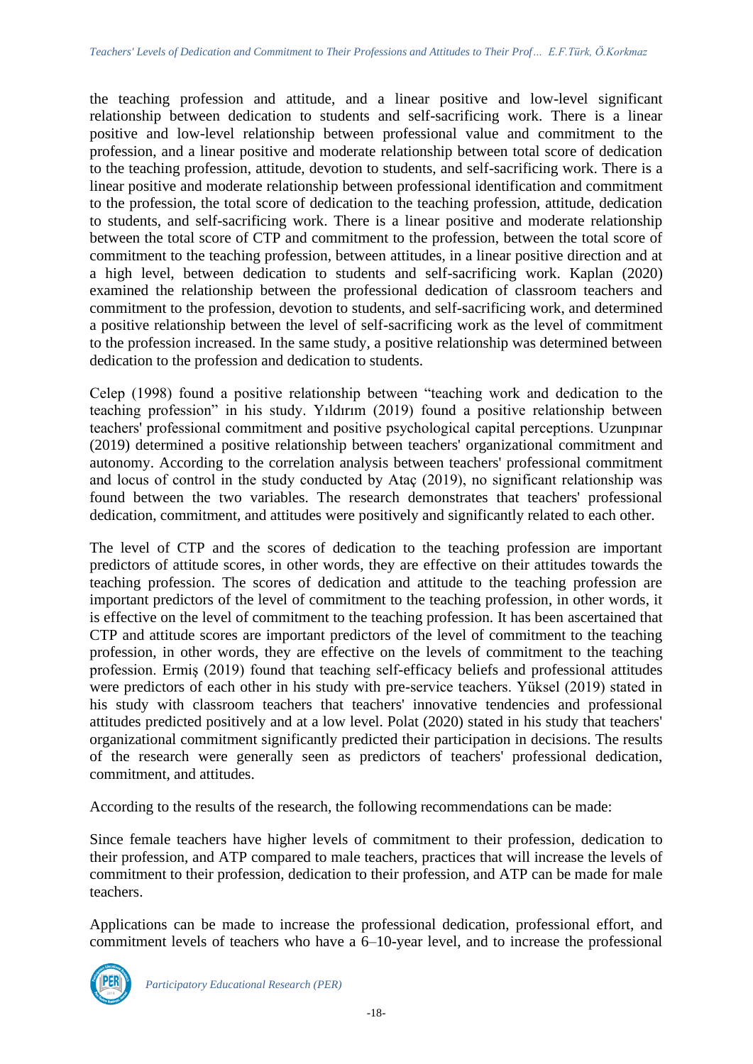the teaching profession and attitude, and a linear positive and low-level significant relationship between dedication to students and self-sacrificing work. There is a linear positive and low-level relationship between professional value and commitment to the profession, and a linear positive and moderate relationship between total score of dedication to the teaching profession, attitude, devotion to students, and self-sacrificing work. There is a linear positive and moderate relationship between professional identification and commitment to the profession, the total score of dedication to the teaching profession, attitude, dedication to students, and self-sacrificing work. There is a linear positive and moderate relationship between the total score of CTP and commitment to the profession, between the total score of commitment to the teaching profession, between attitudes, in a linear positive direction and at a high level, between dedication to students and self-sacrificing work. Kaplan (2020) examined the relationship between the professional dedication of classroom teachers and commitment to the profession, devotion to students, and self-sacrificing work, and determined a positive relationship between the level of self-sacrificing work as the level of commitment to the profession increased. In the same study, a positive relationship was determined between dedication to the profession and dedication to students.

Celep (1998) found a positive relationship between "teaching work and dedication to the teaching profession" in his study. Yıldırım (2019) found a positive relationship between teachers' professional commitment and positive psychological capital perceptions. Uzunpınar (2019) determined a positive relationship between teachers' organizational commitment and autonomy. According to the correlation analysis between teachers' professional commitment and locus of control in the study conducted by Ataç (2019), no significant relationship was found between the two variables. The research demonstrates that teachers' professional dedication, commitment, and attitudes were positively and significantly related to each other.

The level of CTP and the scores of dedication to the teaching profession are important predictors of attitude scores, in other words, they are effective on their attitudes towards the teaching profession. The scores of dedication and attitude to the teaching profession are important predictors of the level of commitment to the teaching profession, in other words, it is effective on the level of commitment to the teaching profession. It has been ascertained that CTP and attitude scores are important predictors of the level of commitment to the teaching profession, in other words, they are effective on the levels of commitment to the teaching profession. Ermiş (2019) found that teaching self-efficacy beliefs and professional attitudes were predictors of each other in his study with pre-service teachers. Yüksel (2019) stated in his study with classroom teachers that teachers' innovative tendencies and professional attitudes predicted positively and at a low level. Polat (2020) stated in his study that teachers' organizational commitment significantly predicted their participation in decisions. The results of the research were generally seen as predictors of teachers' professional dedication, commitment, and attitudes.

According to the results of the research, the following recommendations can be made:

Since female teachers have higher levels of commitment to their profession, dedication to their profession, and ATP compared to male teachers, practices that will increase the levels of commitment to their profession, dedication to their profession, and ATP can be made for male teachers.

Applications can be made to increase the professional dedication, professional effort, and commitment levels of teachers who have a 6–10-year level, and to increase the professional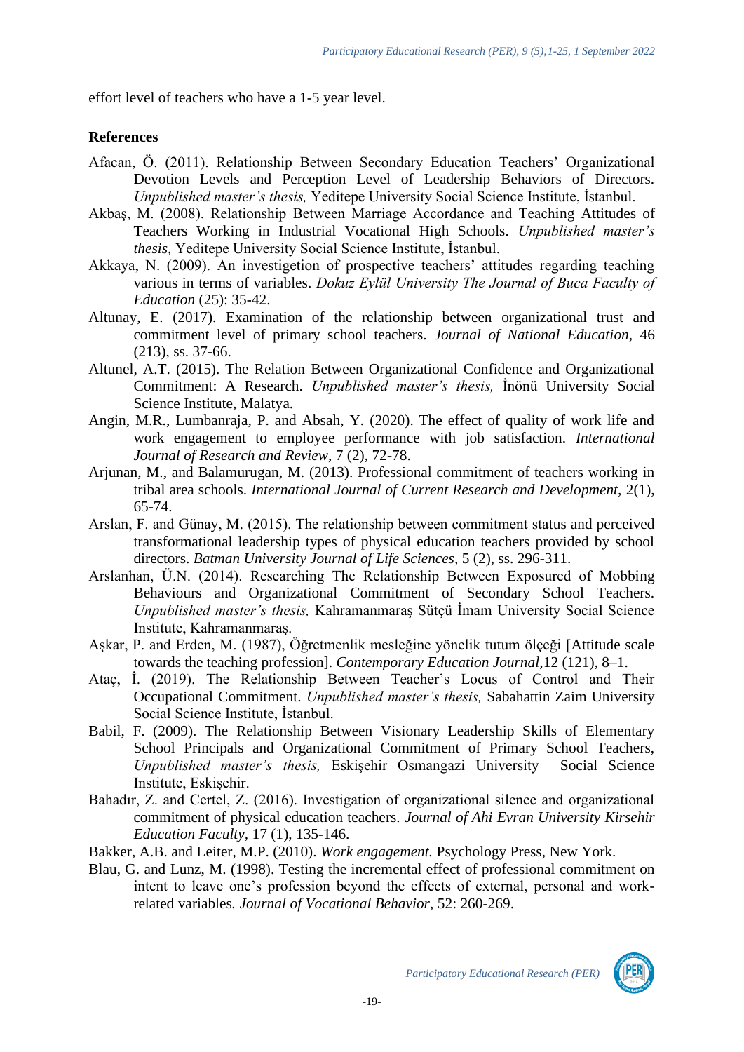effort level of teachers who have a 1-5 year level.

**References**

Afacan, Ö. (2011). Relationship Between Secondary Education Teachers' Organizational Devotion Levels and Perception Level of Leadership Behaviors of Directors. *Unpublished master's thesis,* Yeditepe University Social Science Institute, İstanbul.

Akbaş, M. (2008). Relationship Between Marriage Accordance and Teaching Attitudes of Teachers Working in Industrial Vocational High Schools. *Unpublished master's thesis*, Yeditepe University Social Science Institute, İstanbul.

Akkaya, N. (2009). An investigetion of prospective teachers' attitudes regarding teaching various in terms of variables. *Dokuz Eylül University The Journal of Buca Faculty of Education* (25): 35-42.

Altunay, E. (2017). Examination of the relationship between organizational trust and commitment level of primary school teachers. *Journal of National Education*, 46 (213), ss. 37-66.

Altunel, A.T. (2015). The Relation Between Organizational Confidence and Organizational Commitment: A Research. *Unpublished master's thesis,* İnönü University Social Science Institute, Malatya.

Angin, M.R., Lumbanraja, P. and Absah, Y. (2020). The effect of quality of work life and work engagement to employee performance with job satisfaction. *International Journal of Research and Review*, 7 (2), 72-78.

Arjunan, M., and Balamurugan, M. (2013). Professional commitment of teachers working in tribal area schools. *International Journal of Current Research and Development,* 2(1), 65-74.

Arslan, F. and Günay, M. (2015). The relationship between commitment status and perceived transformational leadership types of physical education teachers provided by school directors. *Batman University Journal of Life Sciences,* 5 (2), ss. 296-311.

Arslanhan, Ü.N. (2014). Researching The Relationship Between Exposured of Mobbing Behaviours and Organizational Commitment of Secondary School Teachers. *Unpublished master's thesis,* Kahramanmaraş Sütçü İmam University Social Science Institute, Kahramanmaraş.

Aşkar, P. and Erden, M. (1987), Öğretmenlik mesleğine yönelik tutum ölçeği [Attitude scale towards the teaching profession]. *Contemporary Education Journal,*12 (121), 8–1.

Ataç, İ. (2019). The Relationship Between Teacher's Locus of Control and Their Occupational Commitment. *Unpublished master's thesis,* Sabahattin Zaim University Social Science Institute, İstanbul.

Babil, F. (2009). The Relationship Between Visionary Leadership Skills of Elementary School Principals and Organizational Commitment of Primary School Teachers, *Unpublished master's thesis,* Eskişehir Osmangazi University Social Science Institute, Eskişehir.

Bahadır, Z. and Certel, Z. (2016). Investigation of organizational silence and organizational commitment of physical education teachers. *Journal of Ahi Evran University Kirsehir Education Faculty,* 17 (1), 135-146.

Bakker, A.B. and Leiter, M.P. (2010). *Work engagement.* Psychology Press, New York.

Blau, G. and Lunz, M. (1998). Testing the incremental effect of professional commitment on intent to leave one's profession beyond the effects of external, personal and work-related variables*. Journal of Vocational Behavior,* 52: 260-269.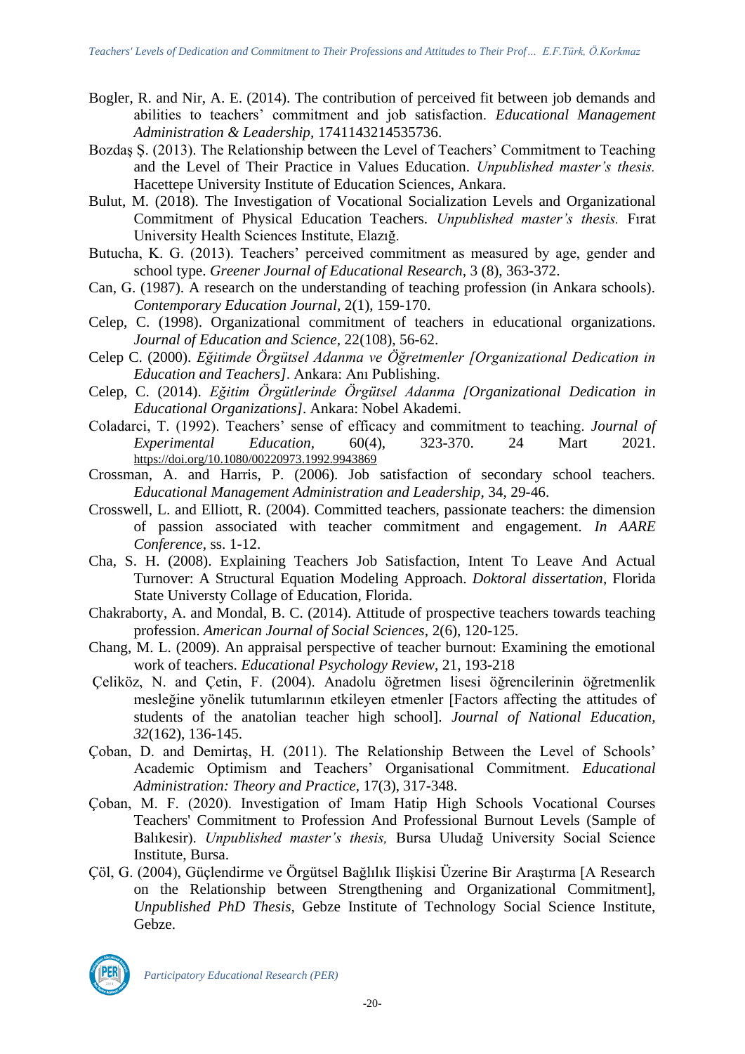Bogler, R. and Nir, A. E. (2014). The contribution of perceived fit between job demands and abilities to teachers' commitment and job satisfaction. *Educational Management Administration & Leadership*, 1741143214535736.

Bozdaş Ş. (2013). The Relationship between the Level of Teachers' Commitment to Teaching and the Level of Their Practice in Values Education. *Unpublished master's thesis.* Hacettepe University Institute of Education Sciences, Ankara.

Bulut, M. (2018). The Investigation of Vocational Socialization Levels and Organizational Commitment of Physical Education Teachers. *Unpublished master's thesis.* Fırat University Health Sciences Institute, Elazığ.

Butucha, K. G. (2013). Teachers' perceived commitment as measured by age, gender and school type. *Greener Journal of Educational Research*, 3 (8), 363-372.

Can, G. (1987). A research on the understanding of teaching profession (in Ankara schools). *Contemporary Education Journal,* 2(1), 159-170.

Celep, C. (1998). Organizational commitment of teachers in educational organizations. *Journal of Education and Science*, 22(108), 56-62.

Celep C. (2000). *Eğitimde Örgütsel Adanma ve Öğretmenler [Organizational Dedication in Education and Teachers]*. Ankara: Anı Publishing.

Celep, C. (2014). *Eğitim Örgütlerinde Örgütsel Adanma [Organizational Dedication in Educational Organizations]*. Ankara: Nobel Akademi.

Coladarci, T. (1992). Teachers' sense of efficacy and commitment to teaching. *Journal of Experimental Education,* 60(4), 323-370. 24 Mart 2021. https://doi.org/10.1080/00220973.1992.9943869

Crossman, A. and Harris, P. (2006). Job satisfaction of secondary school teachers. *Educational Management Administration and Leadership*, 34, 29-46.

Crosswell, L. and Elliott, R. (2004). Committed teachers, passionate teachers: the dimension of passion associated with teacher commitment and engagement. *In AARE Conference*, ss. 1-12.

Cha, S. H. (2008). Explaining Teachers Job Satisfaction, Intent To Leave And Actual Turnover: A Structural Equation Modeling Approach. *Doktoral dissertation*, Florida State Universty Collage of Education, Florida.

Chakraborty, A. and Mondal, B. C. (2014). Attitude of prospective teachers towards teaching profession. *American Journal of Social Sciences*, 2(6), 120-125.

Chang, M. L. (2009). An appraisal perspective of teacher burnout: Examining the emotional work of teachers. *Educational Psychology Review*, 21, 193-218

Çeliköz, N. and Çetin, F. (2004). Anadolu öğretmen lisesi öğrencilerinin öğretmenlik mesleğine yönelik tutumlarının etkileyen etmenler [Factors affecting the attitudes of students of the anatolian teacher high school]. *Journal of National Education, 32*(162), 136-145.

Çoban, D. and Demirtaş, H. (2011). The Relationship Between the Level of Schools' Academic Optimism and Teachers' Organisational Commitment. *Educational Administration: Theory and Practice,* 17(3), 317-348.

Çoban, M. F. (2020). Investigation of Imam Hatip High Schools Vocational Courses Teachers' Commitment to Profession And Professional Burnout Levels (Sample of Balıkesir). *Unpublished master's thesis,* Bursa Uludağ University Social Science Institute, Bursa.

Çöl, G. (2004), Güçlendirme ve Örgütsel Bağlılık Ilişkisi Üzerine Bir Araştırma [A Research on the Relationship between Strengthening and Organizational Commitment], *Unpublished PhD Thesis*, Gebze Institute of Technology Social Science Institute, Gebze.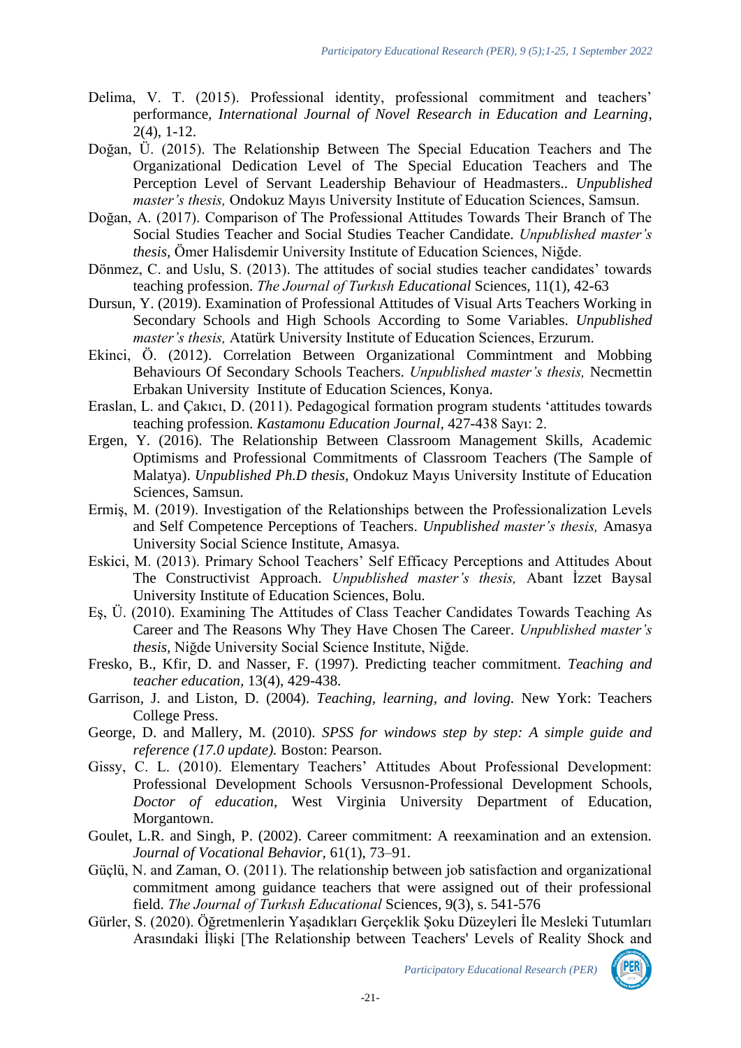Delima, V. T. (2015). Professional identity, professional commitment and teachers' performance, *International Journal of Novel Research in Education and Learning*, 2(4), 1-12.

Doğan, Ü. (2015). The Relationship Between The Special Education Teachers and The Organizational Dedication Level of The Special Education Teachers and The Perception Level of Servant Leadership Behaviour of Headmasters.. *Unpublished master's thesis,* Ondokuz Mayıs University Institute of Education Sciences, Samsun.

Doğan, A. (2017). Comparison of The Professional Attitudes Towards Their Branch of The Social Studies Teacher and Social Studies Teacher Candidate. *Unpublished master's thesis,* Ömer Halisdemir University Institute of Education Sciences, Niğde.

Dönmez, C. and Uslu, S. (2013). The attitudes of social studies teacher candidates' towards teaching profession. *The Journal of Turkısh Educational* Sciences, 11(1), 42-63

Dursun, Y. (2019). Examination of Professional Attitudes of Visual Arts Teachers Working in Secondary Schools and High Schools According to Some Variables. *Unpublished master's thesis,* Atatürk University Institute of Education Sciences, Erzurum.

Ekinci, Ö. (2012). Correlation Between Organizational Commintment and Mobbing Behaviours Of Secondary Schools Teachers. *Unpublished master's thesis,* Necmettin Erbakan University Institute of Education Sciences, Konya.

Eraslan, L. and Çakıcı, D. (2011). Pedagogical formation program students 'attitudes towards teaching profession. *Kastamonu Education Journal*, 427-438 Sayı: 2.

Ergen, Y. (2016). The Relationship Between Classroom Management Skills, Academic Optimisms and Professional Commitments of Classroom Teachers (The Sample of Malatya). *Unpublished Ph.D thesis,* Ondokuz Mayıs University Institute of Education Sciences, Samsun.

Ermiş, M. (2019). Investigation of the Relationships between the Professionalization Levels and Self Competence Perceptions of Teachers. *Unpublished master's thesis,* Amasya University Social Science Institute, Amasya.

Eskici, M. (2013). Primary School Teachers' Self Efficacy Perceptions and Attitudes About The Constructivist Approach. *Unpublished master's thesis,* Abant İzzet Baysal University Institute of Education Sciences, Bolu.

Eş, Ü. (2010). Examining The Attitudes of Class Teacher Candidates Towards Teaching As Career and The Reasons Why They Have Chosen The Career. *Unpublished master's thesis,* Niğde University Social Science Institute, Niğde.

Fresko, B., Kfir, D. and Nasser, F. (1997). Predicting teacher commitment. *Teaching and teacher education*, 13(4), 429-438.

Garrison, J. and Liston, D. (2004). *Teaching, learning, and loving.* New York: Teachers College Press.

George, D. and Mallery, M. (2010). *SPSS for windows step by step: A simple guide and reference (17.0 update).* Boston: Pearson.

Gissy, C. L. (2010). Elementary Teachers' Attitudes About Professional Development: Professional Development Schools Versusnon-Professional Development Schools, *Doctor of education*, West Virginia University Department of Education, Morgantown.

Goulet, L.R. and Singh, P. (2002). Career commitment: A reexamination and an extension. *Journal of Vocational Behavior*, 61(1), 73–91.

Güçlü, N. and Zaman, O. (2011). The relationship between job satisfaction and organizational commitment among guidance teachers that were assigned out of their professional field. *The Journal of Turkısh Educational* Sciences, 9(3), s. 541-576

Gürler, S. (2020). Öğretmenlerin Yaşadıkları Gerçeklik Şoku Düzeyleri İle Mesleki Tutumları Arasındaki İlişki [The Relationship between Teachers' Levels of Reality Shock and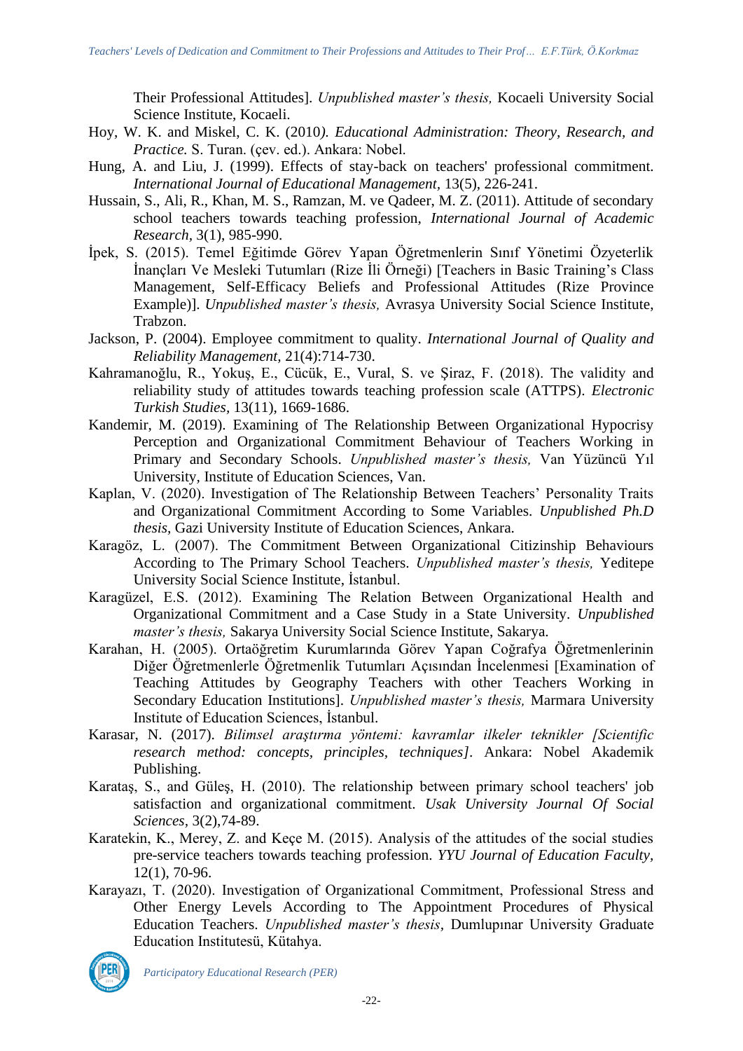Their Professional Attitudes]. *Unpublished master's thesis,* Kocaeli University Social Science Institute, Kocaeli.

Hoy, W. K. and Miskel, C. K. (2010*). Educational Administration: Theory, Research, and Practice.* S. Turan. (çev. ed.). Ankara: Nobel.

Hung, A. and Liu, J. (1999). Effects of stay-back on teachers' professional commitment. *International Journal of Educational Management,* 13(5), 226-241.

Hussain, S., Ali, R., Khan, M. S., Ramzan, M. ve Qadeer, M. Z. (2011). Attitude of secondary school teachers towards teaching profession, *International Journal of Academic Research,* 3(1), 985-990.

İpek, S. (2015). Temel Eğitimde Görev Yapan Öğretmenlerin Sınıf Yönetimi Özyeterlik İnançları Ve Mesleki Tutumları (Rize İli Örneği) [Teachers in Basic Training's Class Management, Self-Efficacy Beliefs and Professional Attitudes (Rize Province Example)]. *Unpublished master's thesis,* Avrasya University Social Science Institute, Trabzon.

Jackson, P. (2004). Employee commitment to quality. *International Journal of Quality and Reliability Management,* 21(4):714-730.

Kahramanoğlu, R., Yokuş, E., Cücük, E., Vural, S. ve Şiraz, F. (2018). The validity and reliability study of attitudes towards teaching profession scale (ATTPS). *Electronic Turkish Studies*, 13(11), 1669-1686.

Kandemir, M. (2019). Examining of The Relationship Between Organizational Hypocrisy Perception and Organizational Commitment Behaviour of Teachers Working in Primary and Secondary Schools. *Unpublished master's thesis,* Van Yüzüncü Yıl University, Institute of Education Sciences, Van.

Kaplan, V. (2020). Investigation of The Relationship Between Teachers' Personality Traits and Organizational Commitment According to Some Variables. *Unpublished Ph.D thesis*, Gazi University Institute of Education Sciences, Ankara.

Karagöz, L. (2007). The Commitment Between Organizational Citizinship Behaviours According to The Primary School Teachers. *Unpublished master's thesis,* Yeditepe University Social Science Institute, İstanbul.

Karagüzel, E.S. (2012). Examining The Relation Between Organizational Health and Organizational Commitment and a Case Study in a State University. *Unpublished master's thesis,* Sakarya University Social Science Institute, Sakarya.

Karahan, H. (2005). Ortaöğretim Kurumlarında Görev Yapan Coğrafya Öğretmenlerinin Diğer Öğretmenlerle Öğretmenlik Tutumları Açısından İncelenmesi [Examination of Teaching Attitudes by Geography Teachers with other Teachers Working in Secondary Education Institutions]. *Unpublished master's thesis,* Marmara University Institute of Education Sciences, İstanbul.

Karasar, N. (2017). *Bilimsel araştırma yöntemi: kavramlar ilkeler teknikler [Scientific research method: concepts, principles, techniques]*. Ankara: Nobel Akademik Publishing.

Karataş, S., and Güleş, H. (2010). The relationship between primary school teachers' job satisfaction and organizational commitment. *Usak University Journal Of Social Sciences*, 3(2),74-89.

Karatekin, K., Merey, Z. and Keçe M. (2015). Analysis of the attitudes of the social studies pre-service teachers towards teaching profession. *YYU Journal of Education Faculty,* 12(1), 70-96.

Karayazı, T. (2020). Investigation of Organizational Commitment, Professional Stress and Other Energy Levels According to The Appointment Procedures of Physical Education Teachers. *Unpublished master's thesis*, Dumlupınar University Graduate Education Institutesü, Kütahya.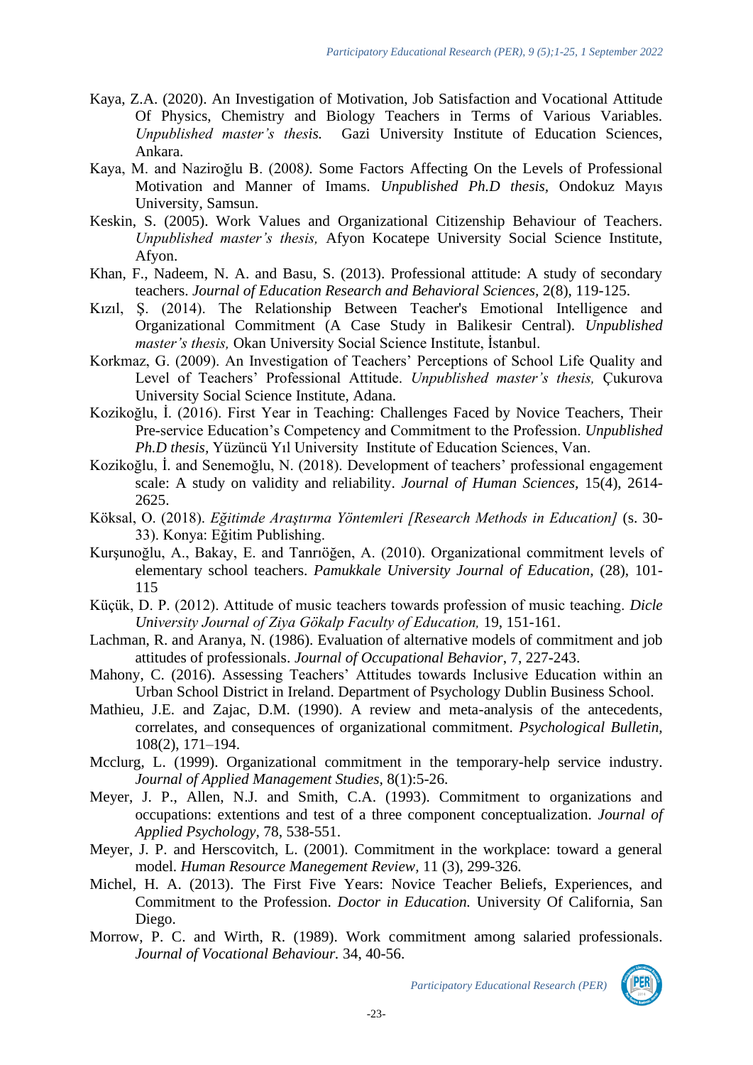Kaya, Z.A. (2020). An Investigation of Motivation, Job Satisfaction and Vocational Attitude Of Physics, Chemistry and Biology Teachers in Terms of Various Variables. *Unpublished master's thesis.* Gazi University Institute of Education Sciences, Ankara.

Kaya, M. and Naziroğlu B. (2008). Some Factors Affecting On the Levels of Professional Motivation and Manner of Imams. *Unpublished Ph.D thesis,* Ondokuz Mayıs University, Samsun.

Keskin, S. (2005). Work Values and Organizational Citizenship Behaviour of Teachers. *Unpublished master's thesis,* Afyon Kocatepe University Social Science Institute, Afyon.

Khan, F., Nadeem, N. A. and Basu, S. (2013). Professional attitude: A study of secondary teachers. *Journal of Education Research and Behavioral Sciences,* 2(8), 119-125.

Kızıl, Ş. (2014). The Relationship Between Teacher's Emotional Intelligence and Organizational Commitment (A Case Study in Balikesir Central). *Unpublished master's thesis,* Okan University Social Science Institute, İstanbul.

Korkmaz, G. (2009). An Investigation of Teachers' Perceptions of School Life Quality and Level of Teachers' Professional Attitude. *Unpublished master's thesis,* Çukurova University Social Science Institute, Adana.

Kozikoğlu, İ. (2016). First Year in Teaching: Challenges Faced by Novice Teachers, Their Pre-service Education's Competency and Commitment to the Profession. *Unpublished Ph.D thesis,* Yüzüncü Yıl University Institute of Education Sciences, Van.

Kozikoğlu, İ. and Senemoğlu, N. (2018). Development of teachers' professional engagement scale: A study on validity and reliability. *Journal of Human Sciences,* 15(4), 2614-2625.

Köksal, O. (2018). *Eğitimde Araştırma Yöntemleri [Research Methods in Education]* (s. 30-33). Konya: Eğitim Publishing.

Kurşunoğlu, A., Bakay, E. and Tanrıöğen, A. (2010). Organizational commitment levels of elementary school teachers. *Pamukkale University Journal of Education,* (28), 101-115

Küçük, D. P. (2012). Attitude of music teachers towards profession of music teaching. *Dicle University Journal of Ziya Gökalp Faculty of Education,* 19, 151-161.

Lachman, R. and Aranya, N. (1986). Evaluation of alternative models of commitment and job attitudes of professionals. *Journal of Occupational Behavior*, 7, 227-243.

Mahony, C. (2016). Assessing Teachers' Attitudes towards Inclusive Education within an Urban School District in Ireland. Department of Psychology Dublin Business School.

Mathieu, J.E. and Zajac, D.M. (1990). A review and meta-analysis of the antecedents, correlates, and consequences of organizational commitment. *Psychological Bulletin,* 108(2), 171–194.

Mcclurg, L. (1999). Organizational commitment in the temporary-help service industry. *Journal of Applied Management Studies*, 8(1):5-26.

Meyer, J. P., Allen, N.J. and Smith, C.A. (1993). Commitment to organizations and occupations: extentions and test of a three component conceptualization. *Journal of Applied Psychology*, 78, 538-551.

Meyer, J. P. and Herscovitch, L. (2001). Commitment in the workplace: toward a general model. *Human Resource Manegement Review*, 11 (3), 299-326.

Michel, H. A. (2013). The First Five Years: Novice Teacher Beliefs, Experiences, and Commitment to the Profession. *Doctor in Education.* University Of California, San Diego.

Morrow, P. C. and Wirth, R. (1989). Work commitment among salaried professionals. *Journal of Vocational Behaviour.* 34, 40-56.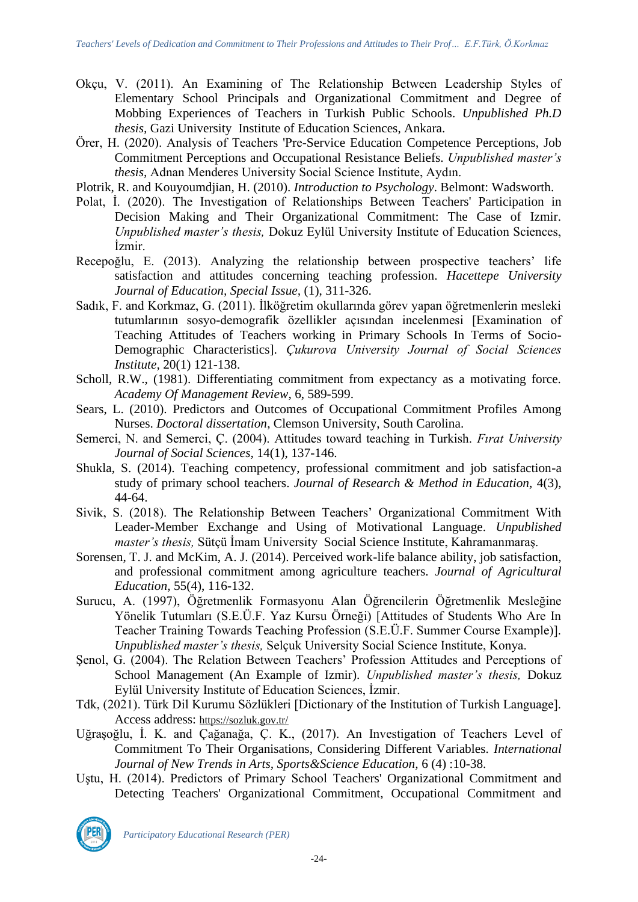Okçu, V. (2011). An Examining of The Relationship Between Leadership Styles of Elementary School Principals and Organizational Commitment and Degree of Mobbing Experiences of Teachers in Turkish Public Schools. *Unpublished Ph.D thesis,* Gazi University Institute of Education Sciences, Ankara.

Örer, H. (2020). Analysis of Teachers 'Pre-Service Education Competence Perceptions, Job Commitment Perceptions and Occupational Resistance Beliefs. *Unpublished master's thesis,* Adnan Menderes University Social Science Institute, Aydın.

Plotrik, R. and Kouyoumdjian, H. (2010). *Introduction to Psychology*. Belmont: Wadsworth.

Polat, İ. (2020). The Investigation of Relationships Between Teachers' Participation in Decision Making and Their Organizational Commitment: The Case of Izmir. *Unpublished master's thesis,* Dokuz Eylül University Institute of Education Sciences, İzmir.

Recepoğlu, E. (2013). Analyzing the relationship between prospective teachers' life satisfaction and attitudes concerning teaching profession. *Hacettepe University Journal of Education, Special Issue,* (1), 311-326.

Sadık, F. and Korkmaz, G. (2011). İlköğretim okullarında görev yapan öğretmenlerin mesleki tutumlarının sosyo-demografik özellikler açısından incelenmesi [Examination of Teaching Attitudes of Teachers working in Primary Schools In Terms of Socio-Demographic Characteristics]. *Çukurova University Journal of Social Sciences Institute,* 20(1) 121-138.

Scholl, R.W., (1981). Differentiating commitment from expectancy as a motivating force. *Academy Of Management Review*, 6, 589-599.

Sears, L. (2010). Predictors and Outcomes of Occupational Commitment Profiles Among Nurses. *Doctoral dissertation*, Clemson University, South Carolina.

Semerci, N. and Semerci, Ç. (2004). Attitudes toward teaching in Turkish. *Fırat University Journal of Social Sciences,* 14(1), 137-146.

Shukla, S. (2014). Teaching competency, professional commitment and job satisfaction-a study of primary school teachers. *Journal of Research & Method in Education,* 4(3), 44-64.

Sivik, S. (2018). The Relationship Between Teachers' Organizational Commitment With Leader-Member Exchange and Using of Motivational Language. *Unpublished master's thesis,* Sütçü İmam University Social Science Institute, Kahramanmaraş.

Sorensen, T. J. and McKim, A. J. (2014). Perceived work-life balance ability, job satisfaction, and professional commitment among agriculture teachers. *Journal of Agricultural Education,* 55(4), 116-132.

Surucu, A. (1997), Öğretmenlik Formasyonu Alan Öğrencilerin Öğretmenlik Mesleğine Yönelik Tutumları (S.E.Ü.F. Yaz Kursu Örneği) [Attitudes of Students Who Are In Teacher Training Towards Teaching Profession (S.E.Ü.F. Summer Course Example)]. *Unpublished master's thesis,* Selçuk University Social Science Institute, Konya.

Şenol, G. (2004). The Relation Between Teachers' Profession Attitudes and Perceptions of School Management (An Example of Izmir). *Unpublished master's thesis,* Dokuz Eylül University Institute of Education Sciences, İzmir.

Tdk, (2021). Türk Dil Kurumu Sözlükleri [Dictionary of the Institution of Turkish Language]. Access address: https://sozluk.gov.tr/

Uğraşoğlu, İ. K. and Çağanağa, Ç. K., (2017). An Investigation of Teachers Level of Commitment To Their Organisations, Considering Different Variables. *International Journal of New Trends in Arts, Sports&Science Education,* 6 (4) :10-38.

Uştu, H. (2014). Predictors of Primary School Teachers' Organizational Commitment and Detecting Teachers' Organizational Commitment, Occupational Commitment and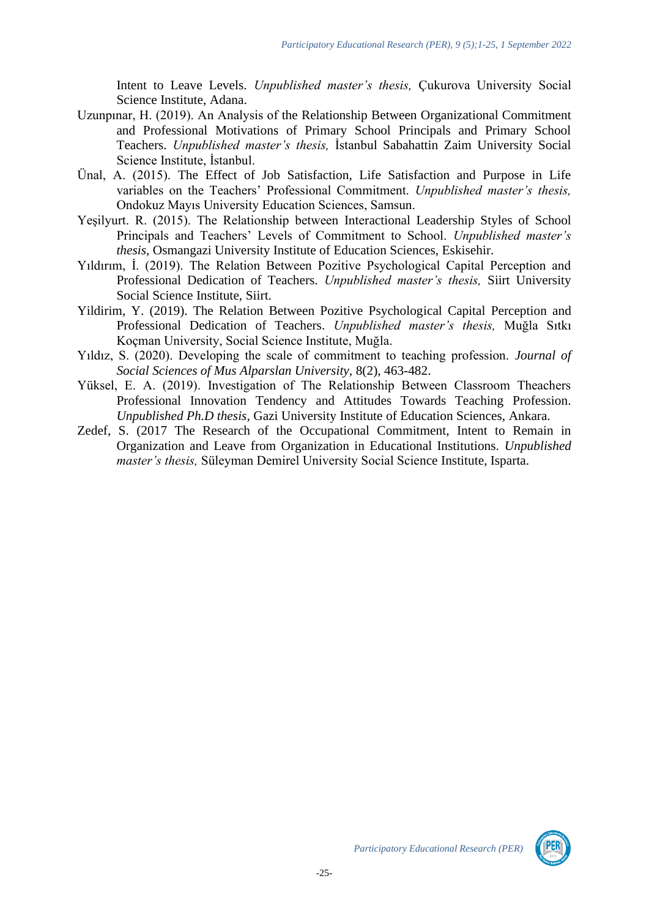Intent to Leave Levels. *Unpublished master's thesis,* Çukurova University Social Science Institute, Adana.

Uzunpınar, H. (2019). An Analysis of the Relationship Between Organizational Commitment and Professional Motivations of Primary School Principals and Primary School Teachers. *Unpublished master's thesis,* İstanbul Sabahattin Zaim University Social Science Institute, İstanbul.

Ünal, A. (2015). The Effect of Job Satisfaction, Life Satisfaction and Purpose in Life variables on the Teachers' Professional Commitment. *Unpublished master's thesis,* Ondokuz Mayıs University Education Sciences, Samsun.

Yeşilyurt. R. (2015). The Relationship between Interactional Leadership Styles of School Principals and Teachers' Levels of Commitment to School. *Unpublished master's thesis*, Osmangazi University Institute of Education Sciences, Eskisehir.

Yıldırım, İ. (2019). The Relation Between Pozitive Psychological Capital Perception and Professional Dedication of Teachers. *Unpublished master's thesis,* Siirt University Social Science Institute, Siirt.

Yildirim, Y. (2019). The Relation Between Pozitive Psychological Capital Perception and Professional Dedication of Teachers. *Unpublished master's thesis,* Muğla Sıtkı Koçman University, Social Science Institute, Muğla.

Yıldız, S. (2020). Developing the scale of commitment to teaching profession. *Journal of Social Sciences of Mus Alparslan University*, 8(2), 463-482.

Yüksel, E. A. (2019). Investigation of The Relationship Between Classroom Theachers Professional Innovation Tendency and Attitudes Towards Teaching Profession. *Unpublished Ph.D thesis,* Gazi University Institute of Education Sciences, Ankara.

Zedef, S. (2017 The Research of the Occupational Commitment, Intent to Remain in Organization and Leave from Organization in Educational Institutions. *Unpublished master's thesis,* Süleyman Demirel University Social Science Institute, Isparta.